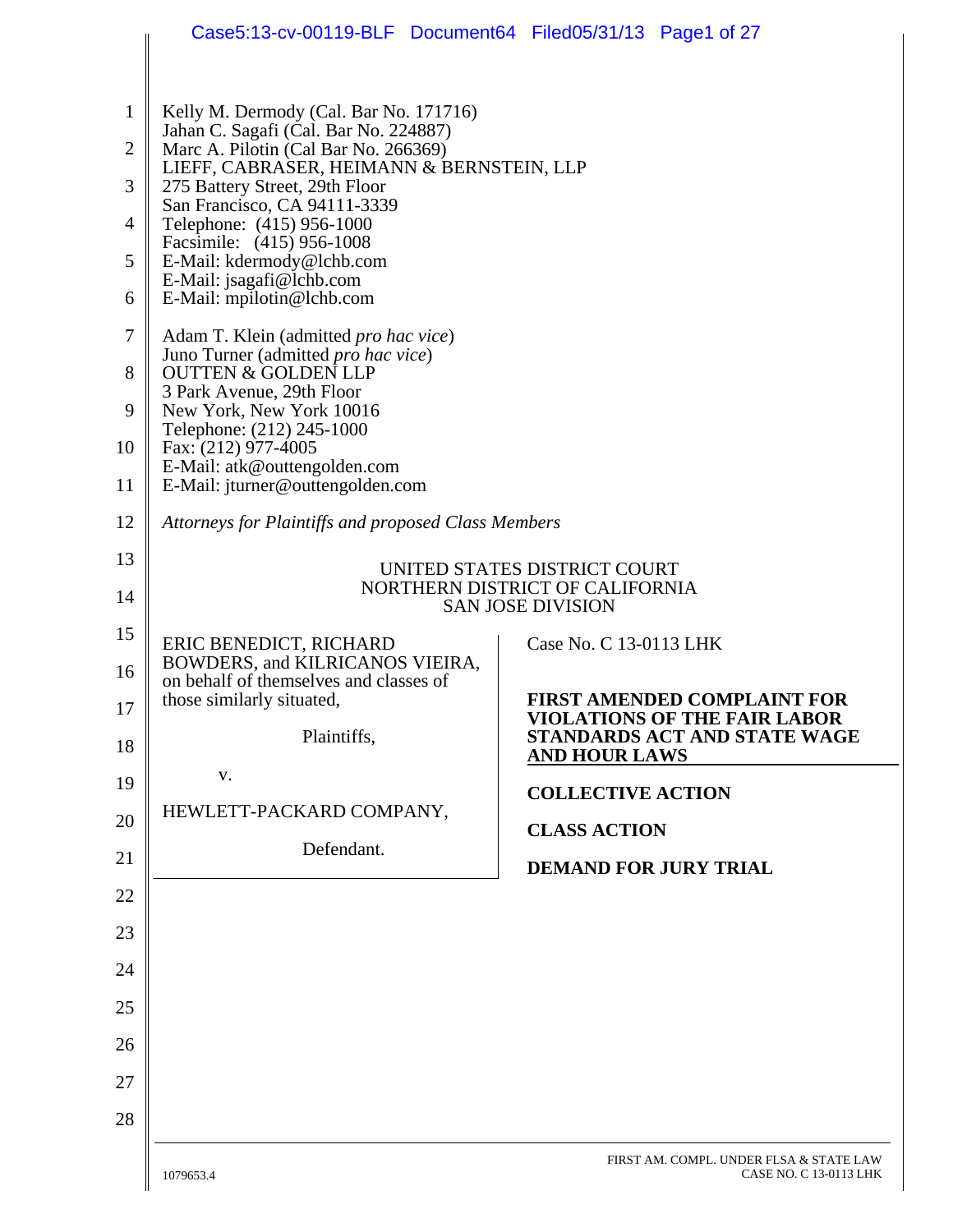Kelly M. Dermody (Cal. Bar No. 171716)
Jahan C. Sagafi (Cal. Bar No. 224887)
Marc A. Pilotin (Cal Bar No. 266369)
LIEFF, CABRASER, HEIMANN & BERNSTEIN, LLP
275 Battery Street, 29th Floor
San Francisco, CA 94111-3339
Telephone: (415) 956-1000
Facsimile: (415) 956-1008
E-Mail: kdermody@lchb.com
E-Mail: jsagafi@lchb.com
E-Mail: mpilotin@lchb.com

Adam T. Klein (admitted *pro hac vice*)
Juno Turner (admitted *pro hac vice*)
OUTTEN & GOLDEN LLP
3 Park Avenue, 29th Floor
New York, New York 10016
Telephone: (212) 245-1000
Fax: (212) 977-4005
E-Mail: atk@outtengolden.com
E-Mail: jturner@outtengolden.com

*Attorneys for Plaintiffs and proposed Class Members*

UNITED STATES DISTRICT COURT
NORTHERN DISTRICT OF CALIFORNIA
SAN JOSE DIVISION

ERIC BENEDICT, RICHARD BOWDERS, and KILRICANOS VIEIRA, on behalf of themselves and classes of those similarly situated,

Plaintiffs,

v.

HEWLETT-PACKARD COMPANY,

Defendant.

Case No. C 13-0113 LHK

**FIRST AMENDED COMPLAINT FOR VIOLATIONS OF THE FAIR LABOR STANDARDS ACT AND STATE WAGE AND HOUR LAWS**

**COLLECTIVE ACTION**

**CLASS ACTION**

**DEMAND FOR JURY TRIAL**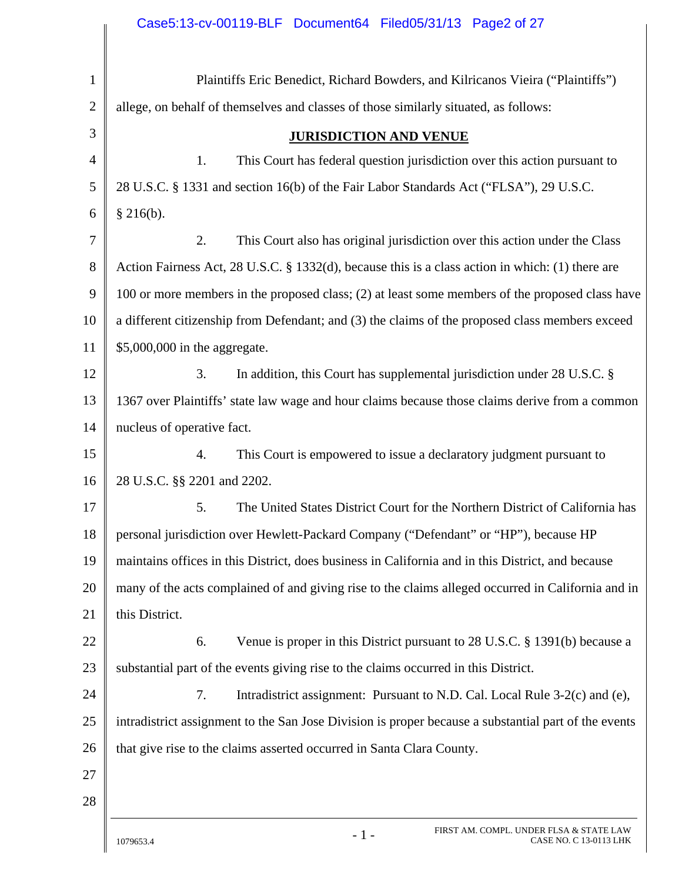Plaintiffs Eric Benedict, Richard Bowders, and Kilricanos Vieira ("Plaintiffs") allege, on behalf of themselves and classes of those similarly situated, as follows:

## JURISDICTION AND VENUE

1. This Court has federal question jurisdiction over this action pursuant to 28 U.S.C. § 1331 and section 16(b) of the Fair Labor Standards Act ("FLSA"), 29 U.S.C. § 216(b).

2. This Court also has original jurisdiction over this action under the Class Action Fairness Act, 28 U.S.C. § 1332(d), because this is a class action in which: (1) there are 100 or more members in the proposed class; (2) at least some members of the proposed class have a different citizenship from Defendant; and (3) the claims of the proposed class members exceed $5,000,000 in the aggregate.

3. In addition, this Court has supplemental jurisdiction under 28 U.S.C. § 1367 over Plaintiffs' state law wage and hour claims because those claims derive from a common nucleus of operative fact.

4. This Court is empowered to issue a declaratory judgment pursuant to 28 U.S.C. §§ 2201 and 2202.

5. The United States District Court for the Northern District of California has personal jurisdiction over Hewlett-Packard Company ("Defendant" or "HP"), because HP maintains offices in this District, does business in California and in this District, and because many of the acts complained of and giving rise to the claims alleged occurred in California and in this District.

6. Venue is proper in this District pursuant to 28 U.S.C. § 1391(b) because a substantial part of the events giving rise to the claims occurred in this District.

7. Intradistrict assignment: Pursuant to N.D. Cal. Local Rule 3-2(c) and (e), intradistrict assignment to the San Jose Division is proper because a substantial part of the events that give rise to the claims asserted occurred in Santa Clara County.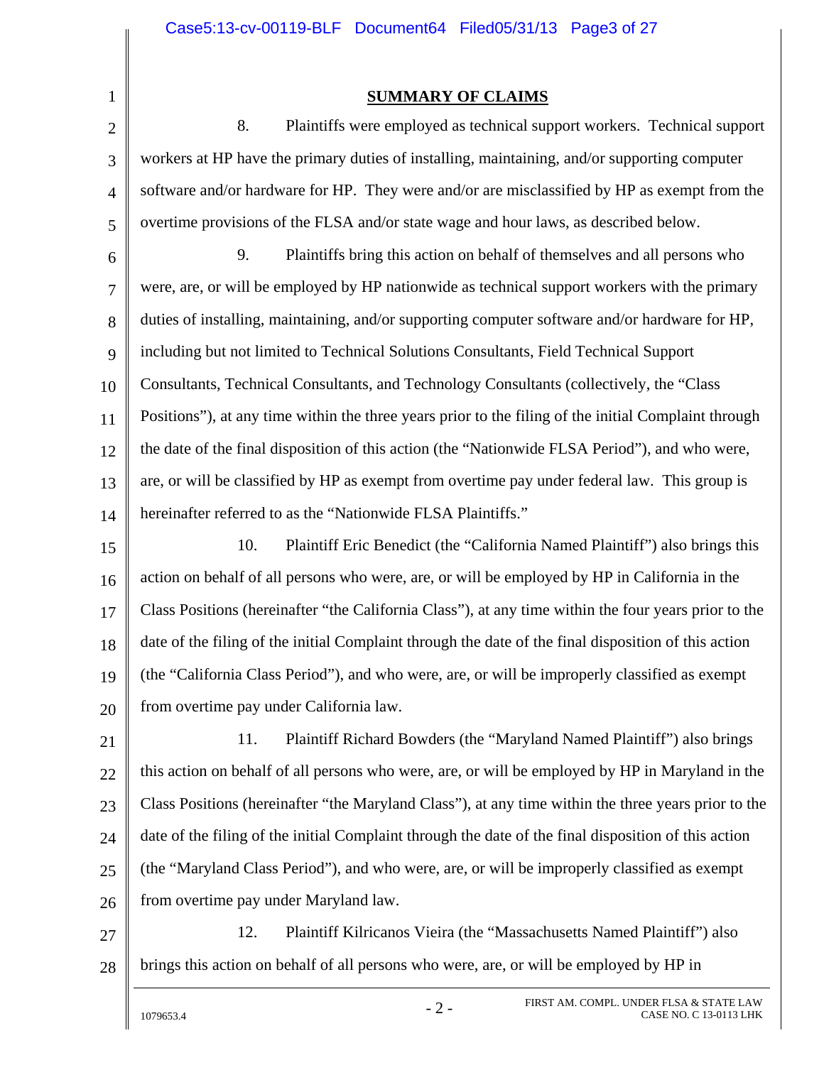## SUMMARY OF CLAIMS

8. Plaintiffs were employed as technical support workers. Technical support workers at HP have the primary duties of installing, maintaining, and/or supporting computer software and/or hardware for HP. They were and/or are misclassified by HP as exempt from the overtime provisions of the FLSA and/or state wage and hour laws, as described below.

9. Plaintiffs bring this action on behalf of themselves and all persons who were, are, or will be employed by HP nationwide as technical support workers with the primary duties of installing, maintaining, and/or supporting computer software and/or hardware for HP, including but not limited to Technical Solutions Consultants, Field Technical Support Consultants, Technical Consultants, and Technology Consultants (collectively, the "Class Positions"), at any time within the three years prior to the filing of the initial Complaint through the date of the final disposition of this action (the "Nationwide FLSA Period"), and who were, are, or will be classified by HP as exempt from overtime pay under federal law. This group is hereinafter referred to as the "Nationwide FLSA Plaintiffs."

10. Plaintiff Eric Benedict (the "California Named Plaintiff") also brings this action on behalf of all persons who were, are, or will be employed by HP in California in the Class Positions (hereinafter "the California Class"), at any time within the four years prior to the date of the filing of the initial Complaint through the date of the final disposition of this action (the "California Class Period"), and who were, are, or will be improperly classified as exempt from overtime pay under California law.

11. Plaintiff Richard Bowders (the "Maryland Named Plaintiff") also brings this action on behalf of all persons who were, are, or will be employed by HP in Maryland in the Class Positions (hereinafter "the Maryland Class"), at any time within the three years prior to the date of the filing of the initial Complaint through the date of the final disposition of this action (the "Maryland Class Period"), and who were, are, or will be improperly classified as exempt from overtime pay under Maryland law.

12. Plaintiff Kilricanos Vieira (the "Massachusetts Named Plaintiff") also brings this action on behalf of all persons who were, are, or will be employed by HP in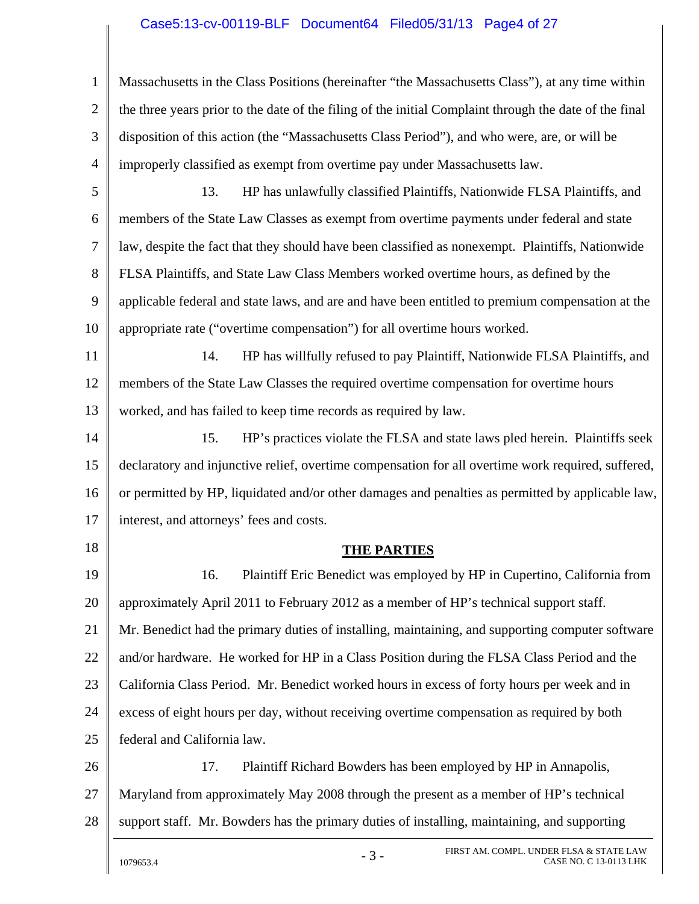Massachusetts in the Class Positions (hereinafter "the Massachusetts Class"), at any time within the three years prior to the date of the filing of the initial Complaint through the date of the final disposition of this action (the "Massachusetts Class Period"), and who were, are, or will be improperly classified as exempt from overtime pay under Massachusetts law.

13. HP has unlawfully classified Plaintiffs, Nationwide FLSA Plaintiffs, and members of the State Law Classes as exempt from overtime payments under federal and state law, despite the fact that they should have been classified as nonexempt. Plaintiffs, Nationwide FLSA Plaintiffs, and State Law Class Members worked overtime hours, as defined by the applicable federal and state laws, and are and have been entitled to premium compensation at the appropriate rate ("overtime compensation") for all overtime hours worked.

14. HP has willfully refused to pay Plaintiff, Nationwide FLSA Plaintiffs, and members of the State Law Classes the required overtime compensation for overtime hours worked, and has failed to keep time records as required by law.

15. HP's practices violate the FLSA and state laws pled herein. Plaintiffs seek declaratory and injunctive relief, overtime compensation for all overtime work required, suffered, or permitted by HP, liquidated and/or other damages and penalties as permitted by applicable law, interest, and attorneys' fees and costs.

## THE PARTIES

16. Plaintiff Eric Benedict was employed by HP in Cupertino, California from approximately April 2011 to February 2012 as a member of HP's technical support staff. Mr. Benedict had the primary duties of installing, maintaining, and supporting computer software and/or hardware. He worked for HP in a Class Position during the FLSA Class Period and the California Class Period. Mr. Benedict worked hours in excess of forty hours per week and in excess of eight hours per day, without receiving overtime compensation as required by both federal and California law.

17. Plaintiff Richard Bowders has been employed by HP in Annapolis, Maryland from approximately May 2008 through the present as a member of HP's technical support staff. Mr. Bowders has the primary duties of installing, maintaining, and supporting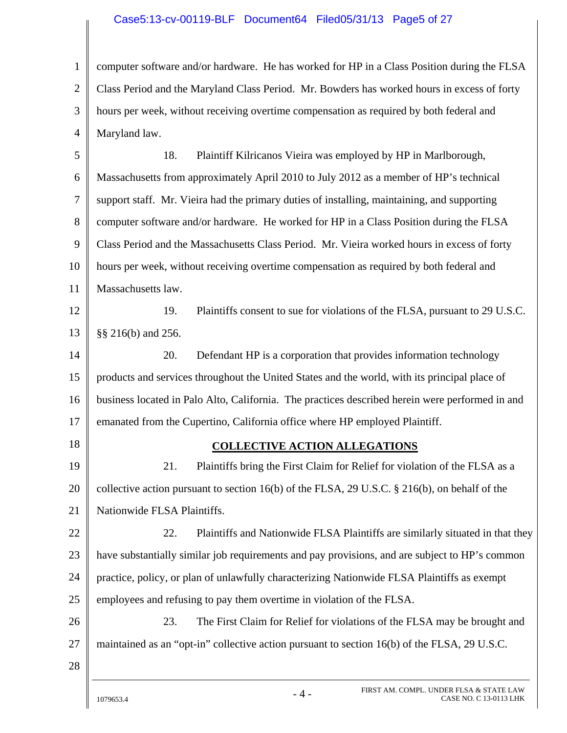computer software and/or hardware. He has worked for HP in a Class Position during the FLSA Class Period and the Maryland Class Period. Mr. Bowders has worked hours in excess of forty hours per week, without receiving overtime compensation as required by both federal and Maryland law.

18. Plaintiff Kilricanos Vieira was employed by HP in Marlborough, Massachusetts from approximately April 2010 to July 2012 as a member of HP's technical support staff. Mr. Vieira had the primary duties of installing, maintaining, and supporting computer software and/or hardware. He worked for HP in a Class Position during the FLSA Class Period and the Massachusetts Class Period. Mr. Vieira worked hours in excess of forty hours per week, without receiving overtime compensation as required by both federal and Massachusetts law.

19. Plaintiffs consent to sue for violations of the FLSA, pursuant to 29 U.S.C. §§ 216(b) and 256.

20. Defendant HP is a corporation that provides information technology products and services throughout the United States and the world, with its principal place of business located in Palo Alto, California. The practices described herein were performed in and emanated from the Cupertino, California office where HP employed Plaintiff.

## COLLECTIVE ACTION ALLEGATIONS

21. Plaintiffs bring the First Claim for Relief for violation of the FLSA as a collective action pursuant to section 16(b) of the FLSA, 29 U.S.C. § 216(b), on behalf of the Nationwide FLSA Plaintiffs.

22. Plaintiffs and Nationwide FLSA Plaintiffs are similarly situated in that they have substantially similar job requirements and pay provisions, and are subject to HP's common practice, policy, or plan of unlawfully characterizing Nationwide FLSA Plaintiffs as exempt employees and refusing to pay them overtime in violation of the FLSA.

23. The First Claim for Relief for violations of the FLSA may be brought and maintained as an "opt-in" collective action pursuant to section 16(b) of the FLSA, 29 U.S.C.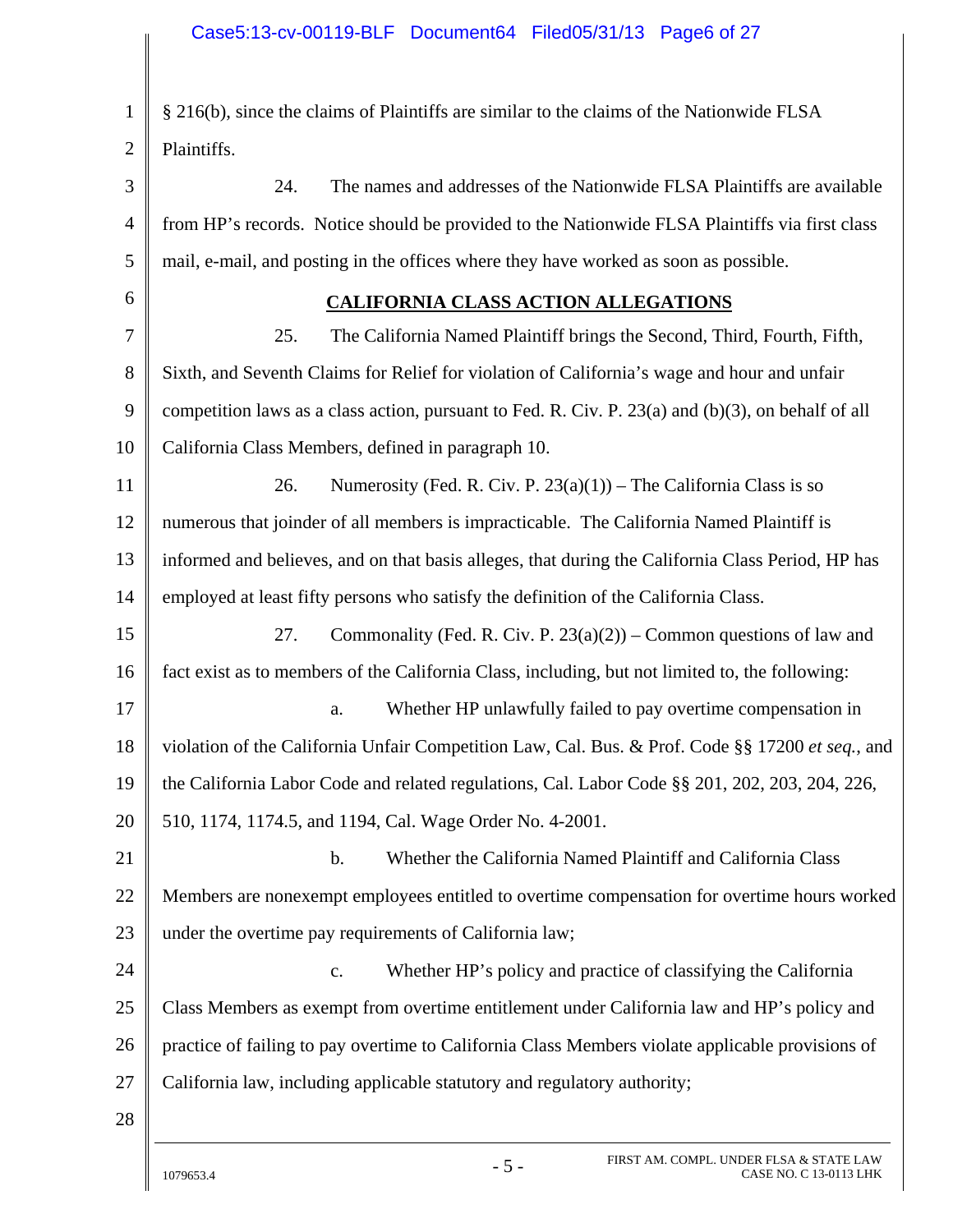§ 216(b), since the claims of Plaintiffs are similar to the claims of the Nationwide FLSA Plaintiffs.

24. The names and addresses of the Nationwide FLSA Plaintiffs are available from HP's records. Notice should be provided to the Nationwide FLSA Plaintiffs via first class mail, e-mail, and posting in the offices where they have worked as soon as possible.

## CALIFORNIA CLASS ACTION ALLEGATIONS

25. The California Named Plaintiff brings the Second, Third, Fourth, Fifth, Sixth, and Seventh Claims for Relief for violation of California's wage and hour and unfair competition laws as a class action, pursuant to Fed. R. Civ. P. 23(a) and (b)(3), on behalf of all California Class Members, defined in paragraph 10.

26. Numerosity (Fed. R. Civ. P. 23(a)(1)) – The California Class is so numerous that joinder of all members is impracticable. The California Named Plaintiff is informed and believes, and on that basis alleges, that during the California Class Period, HP has employed at least fifty persons who satisfy the definition of the California Class.

27. Commonality (Fed. R. Civ. P. 23(a)(2)) – Common questions of law and fact exist as to members of the California Class, including, but not limited to, the following:

a. Whether HP unlawfully failed to pay overtime compensation in violation of the California Unfair Competition Law, Cal. Bus. & Prof. Code §§ 17200 *et seq.*, and the California Labor Code and related regulations, Cal. Labor Code §§ 201, 202, 203, 204, 226, 510, 1174, 1174.5, and 1194, Cal. Wage Order No. 4-2001.

b. Whether the California Named Plaintiff and California Class Members are nonexempt employees entitled to overtime compensation for overtime hours worked under the overtime pay requirements of California law;

c. Whether HP's policy and practice of classifying the California Class Members as exempt from overtime entitlement under California law and HP's policy and practice of failing to pay overtime to California Class Members violate applicable provisions of California law, including applicable statutory and regulatory authority;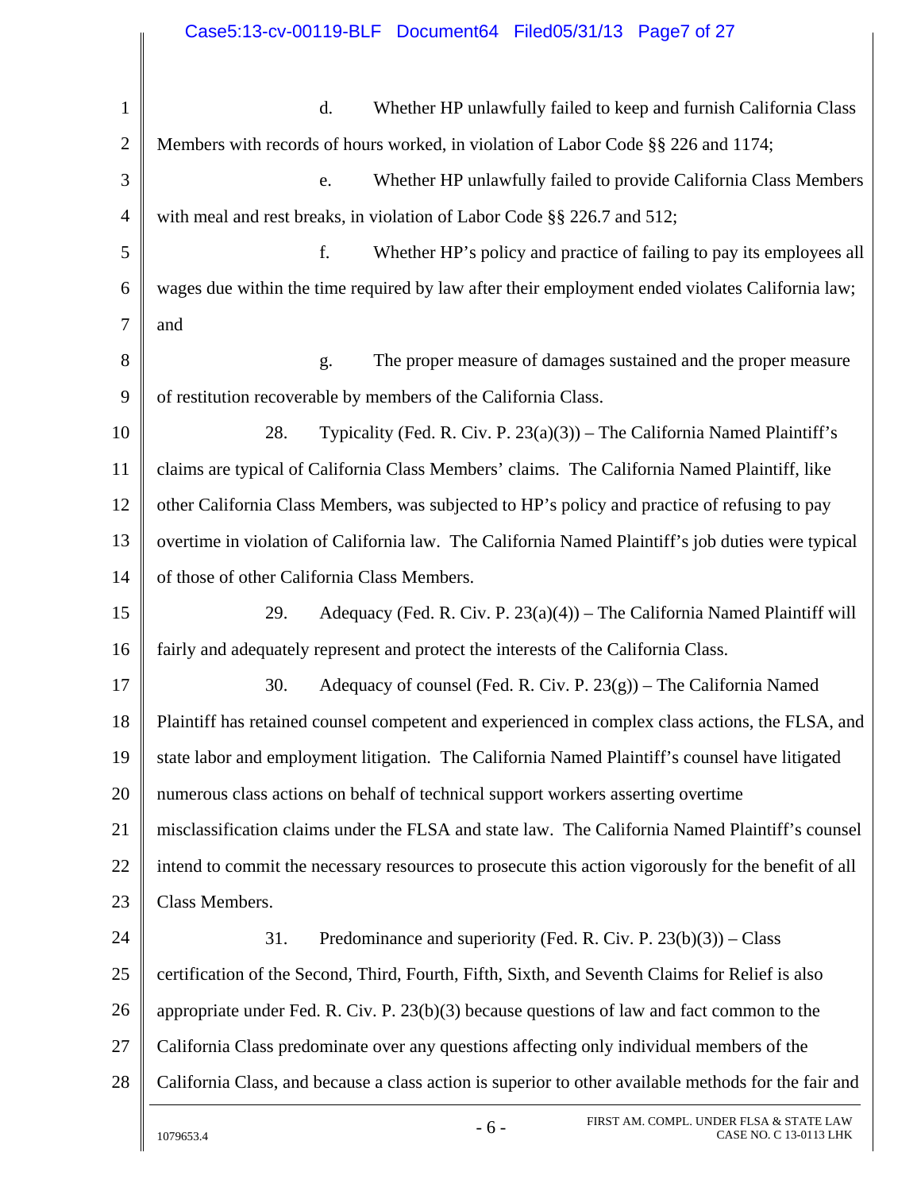d. Whether HP unlawfully failed to keep and furnish California Class Members with records of hours worked, in violation of Labor Code §§ 226 and 1174;

e. Whether HP unlawfully failed to provide California Class Members with meal and rest breaks, in violation of Labor Code §§ 226.7 and 512;

f. Whether HP's policy and practice of failing to pay its employees all wages due within the time required by law after their employment ended violates California law; and

g. The proper measure of damages sustained and the proper measure of restitution recoverable by members of the California Class.

28. Typicality (Fed. R. Civ. P. 23(a)(3)) – The California Named Plaintiff's claims are typical of California Class Members' claims. The California Named Plaintiff, like other California Class Members, was subjected to HP's policy and practice of refusing to pay overtime in violation of California law. The California Named Plaintiff's job duties were typical of those of other California Class Members.

29. Adequacy (Fed. R. Civ. P. 23(a)(4)) – The California Named Plaintiff will fairly and adequately represent and protect the interests of the California Class.

30. Adequacy of counsel (Fed. R. Civ. P. 23(g)) – The California Named Plaintiff has retained counsel competent and experienced in complex class actions, the FLSA, and state labor and employment litigation. The California Named Plaintiff's counsel have litigated numerous class actions on behalf of technical support workers asserting overtime misclassification claims under the FLSA and state law. The California Named Plaintiff's counsel intend to commit the necessary resources to prosecute this action vigorously for the benefit of all Class Members.

31. Predominance and superiority (Fed. R. Civ. P. 23(b)(3)) – Class certification of the Second, Third, Fourth, Fifth, Sixth, and Seventh Claims for Relief is also appropriate under Fed. R. Civ. P. 23(b)(3) because questions of law and fact common to the California Class predominate over any questions affecting only individual members of the California Class, and because a class action is superior to other available methods for the fair and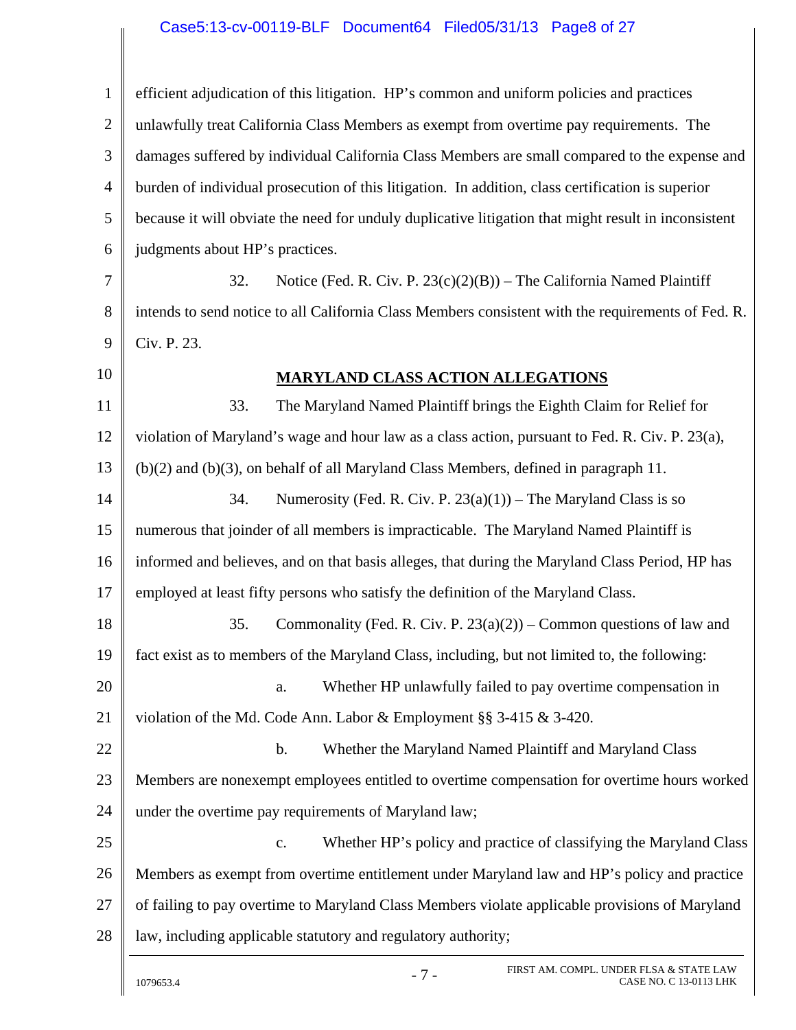efficient adjudication of this litigation. HP's common and uniform policies and practices unlawfully treat California Class Members as exempt from overtime pay requirements. The damages suffered by individual California Class Members are small compared to the expense and burden of individual prosecution of this litigation. In addition, class certification is superior because it will obviate the need for unduly duplicative litigation that might result in inconsistent judgments about HP's practices.

32. Notice (Fed. R. Civ. P. 23(c)(2)(B)) – The California Named Plaintiff intends to send notice to all California Class Members consistent with the requirements of Fed. R. Civ. P. 23.

## MARYLAND CLASS ACTION ALLEGATIONS

33. The Maryland Named Plaintiff brings the Eighth Claim for Relief for violation of Maryland's wage and hour law as a class action, pursuant to Fed. R. Civ. P. 23(a), (b)(2) and (b)(3), on behalf of all Maryland Class Members, defined in paragraph 11.

34. Numerosity (Fed. R. Civ. P. 23(a)(1)) – The Maryland Class is so numerous that joinder of all members is impracticable. The Maryland Named Plaintiff is informed and believes, and on that basis alleges, that during the Maryland Class Period, HP has employed at least fifty persons who satisfy the definition of the Maryland Class.

35. Commonality (Fed. R. Civ. P. 23(a)(2)) – Common questions of law and fact exist as to members of the Maryland Class, including, but not limited to, the following:

a. Whether HP unlawfully failed to pay overtime compensation in violation of the Md. Code Ann. Labor & Employment §§ 3-415 & 3-420.

b. Whether the Maryland Named Plaintiff and Maryland Class Members are nonexempt employees entitled to overtime compensation for overtime hours worked under the overtime pay requirements of Maryland law;

c. Whether HP's policy and practice of classifying the Maryland Class Members as exempt from overtime entitlement under Maryland law and HP's policy and practice of failing to pay overtime to Maryland Class Members violate applicable provisions of Maryland law, including applicable statutory and regulatory authority;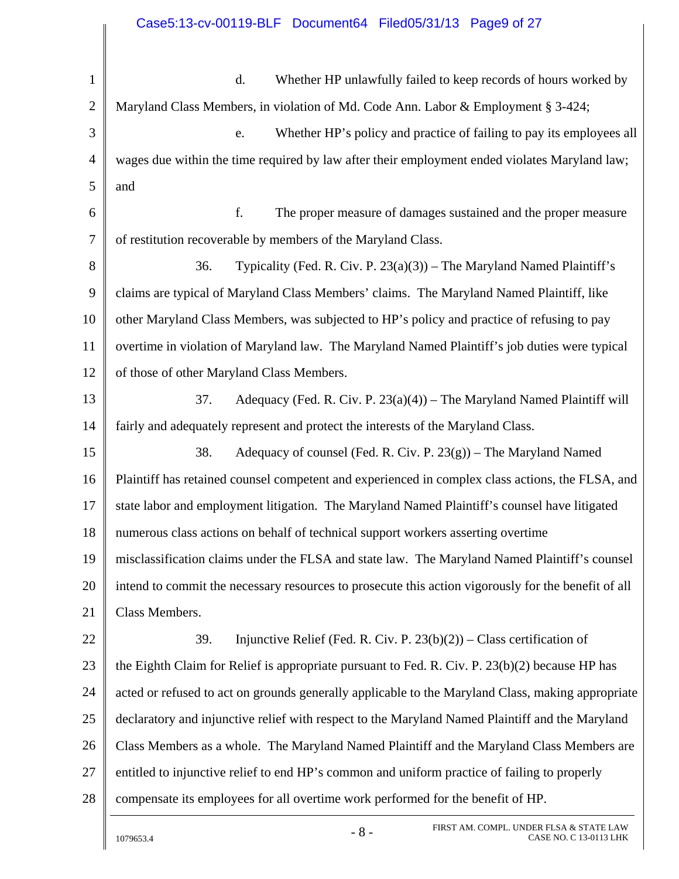d. Whether HP unlawfully failed to keep records of hours worked by Maryland Class Members, in violation of Md. Code Ann. Labor & Employment § 3-424;

e. Whether HP's policy and practice of failing to pay its employees all wages due within the time required by law after their employment ended violates Maryland law; and

f. The proper measure of damages sustained and the proper measure of restitution recoverable by members of the Maryland Class.

36. Typicality (Fed. R. Civ. P. 23(a)(3)) – The Maryland Named Plaintiff's claims are typical of Maryland Class Members' claims. The Maryland Named Plaintiff, like other Maryland Class Members, was subjected to HP's policy and practice of refusing to pay overtime in violation of Maryland law. The Maryland Named Plaintiff's job duties were typical of those of other Maryland Class Members.

37. Adequacy (Fed. R. Civ. P. 23(a)(4)) – The Maryland Named Plaintiff will fairly and adequately represent and protect the interests of the Maryland Class.

38. Adequacy of counsel (Fed. R. Civ. P. 23(g)) – The Maryland Named Plaintiff has retained counsel competent and experienced in complex class actions, the FLSA, and state labor and employment litigation. The Maryland Named Plaintiff's counsel have litigated numerous class actions on behalf of technical support workers asserting overtime misclassification claims under the FLSA and state law. The Maryland Named Plaintiff's counsel intend to commit the necessary resources to prosecute this action vigorously for the benefit of all Class Members.

39. Injunctive Relief (Fed. R. Civ. P. 23(b)(2)) – Class certification of the Eighth Claim for Relief is appropriate pursuant to Fed. R. Civ. P. 23(b)(2) because HP has acted or refused to act on grounds generally applicable to the Maryland Class, making appropriate declaratory and injunctive relief with respect to the Maryland Named Plaintiff and the Maryland Class Members as a whole. The Maryland Named Plaintiff and the Maryland Class Members are entitled to injunctive relief to end HP's common and uniform practice of failing to properly compensate its employees for all overtime work performed for the benefit of HP.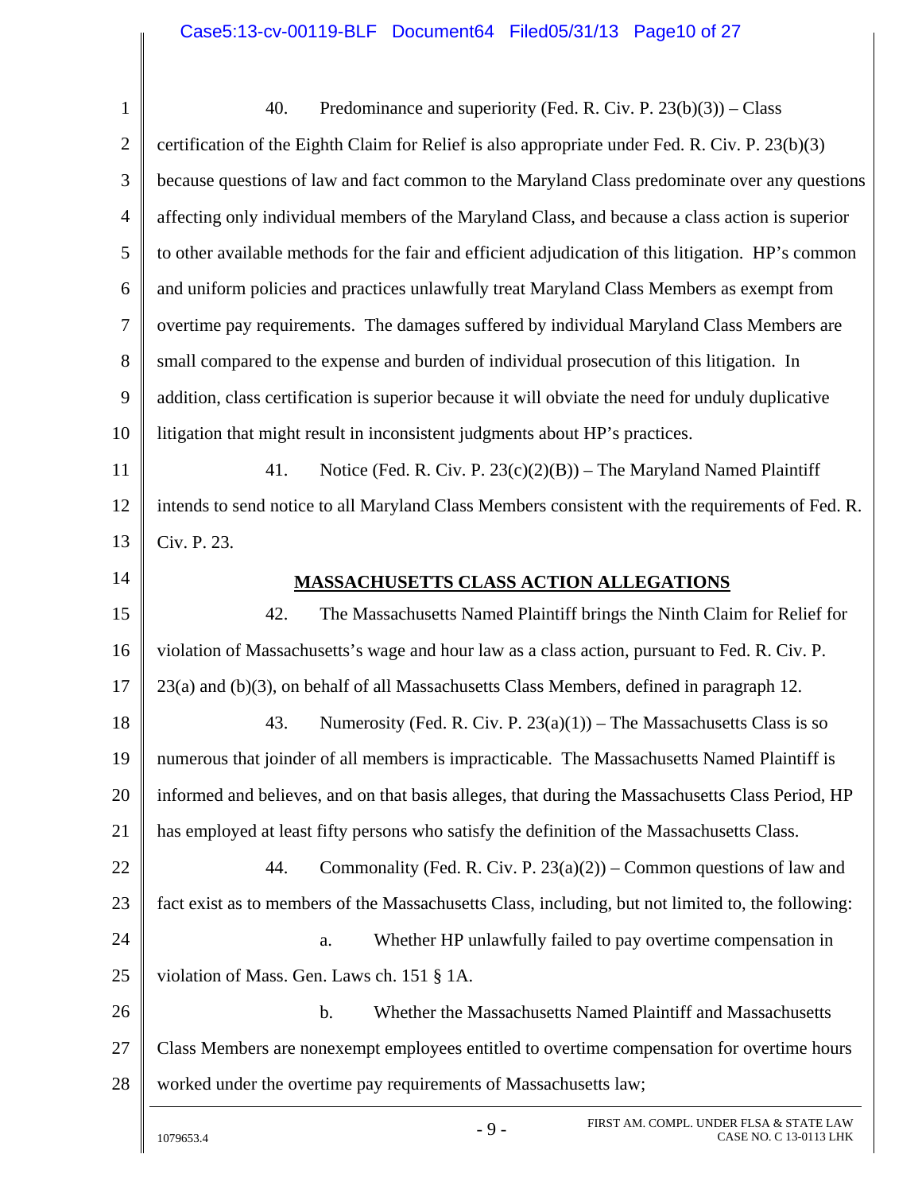40. Predominance and superiority (Fed. R. Civ. P. 23(b)(3)) – Class certification of the Eighth Claim for Relief is also appropriate under Fed. R. Civ. P. 23(b)(3) because questions of law and fact common to the Maryland Class predominate over any questions affecting only individual members of the Maryland Class, and because a class action is superior to other available methods for the fair and efficient adjudication of this litigation. HP's common and uniform policies and practices unlawfully treat Maryland Class Members as exempt from overtime pay requirements. The damages suffered by individual Maryland Class Members are small compared to the expense and burden of individual prosecution of this litigation. In addition, class certification is superior because it will obviate the need for unduly duplicative litigation that might result in inconsistent judgments about HP's practices.

41. Notice (Fed. R. Civ. P. 23(c)(2)(B)) – The Maryland Named Plaintiff intends to send notice to all Maryland Class Members consistent with the requirements of Fed. R. Civ. P. 23.

## MASSACHUSETTS CLASS ACTION ALLEGATIONS

42. The Massachusetts Named Plaintiff brings the Ninth Claim for Relief for violation of Massachusetts's wage and hour law as a class action, pursuant to Fed. R. Civ. P. 23(a) and (b)(3), on behalf of all Massachusetts Class Members, defined in paragraph 12.

43. Numerosity (Fed. R. Civ. P. 23(a)(1)) – The Massachusetts Class is so numerous that joinder of all members is impracticable. The Massachusetts Named Plaintiff is informed and believes, and on that basis alleges, that during the Massachusetts Class Period, HP has employed at least fifty persons who satisfy the definition of the Massachusetts Class.

44. Commonality (Fed. R. Civ. P. 23(a)(2)) – Common questions of law and fact exist as to members of the Massachusetts Class, including, but not limited to, the following:

a. Whether HP unlawfully failed to pay overtime compensation in violation of Mass. Gen. Laws ch. 151 § 1A.

b. Whether the Massachusetts Named Plaintiff and Massachusetts Class Members are nonexempt employees entitled to overtime compensation for overtime hours worked under the overtime pay requirements of Massachusetts law;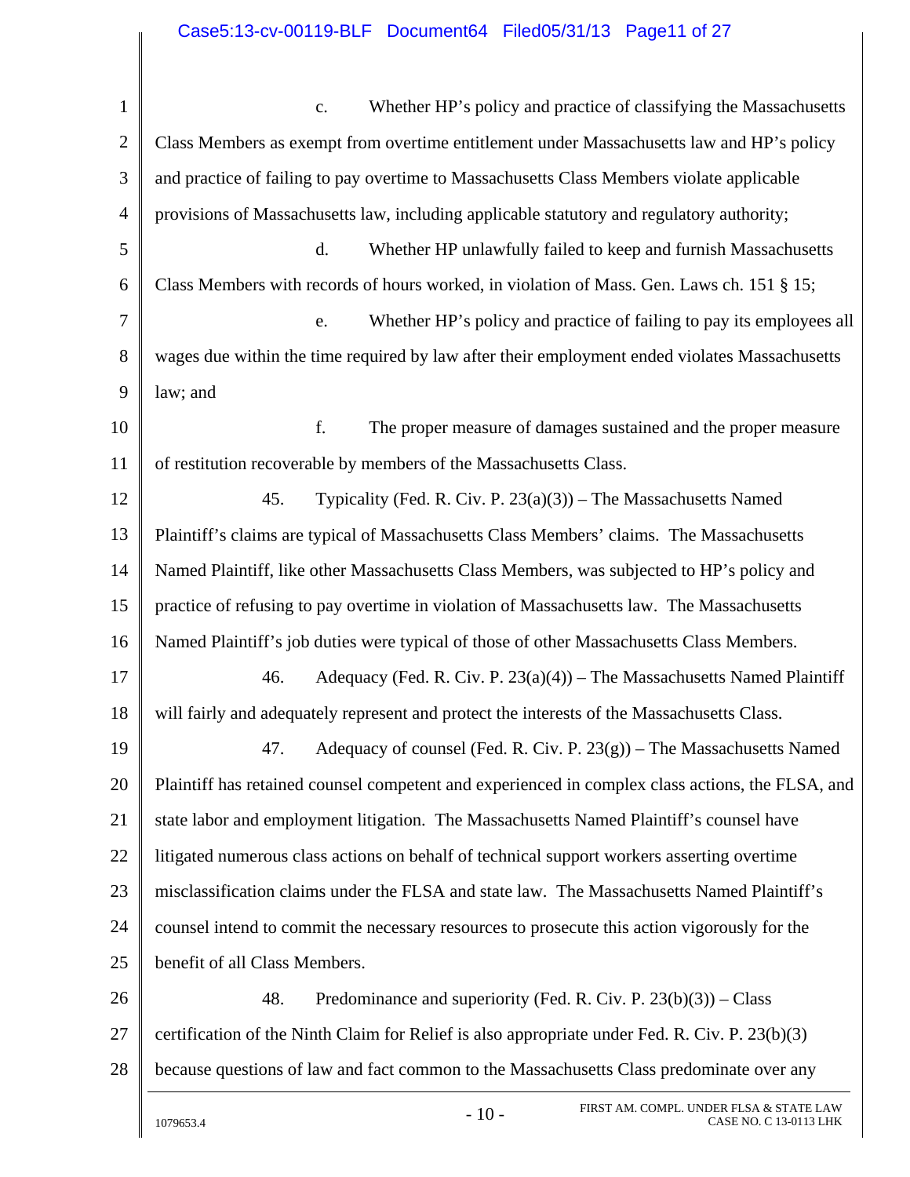c. Whether HP's policy and practice of classifying the Massachusetts Class Members as exempt from overtime entitlement under Massachusetts law and HP's policy and practice of failing to pay overtime to Massachusetts Class Members violate applicable provisions of Massachusetts law, including applicable statutory and regulatory authority;

d. Whether HP unlawfully failed to keep and furnish Massachusetts Class Members with records of hours worked, in violation of Mass. Gen. Laws ch. 151 § 15;

e. Whether HP's policy and practice of failing to pay its employees all wages due within the time required by law after their employment ended violates Massachusetts law; and

f. The proper measure of damages sustained and the proper measure of restitution recoverable by members of the Massachusetts Class.

45. Typicality (Fed. R. Civ. P. 23(a)(3)) – The Massachusetts Named Plaintiff's claims are typical of Massachusetts Class Members' claims. The Massachusetts Named Plaintiff, like other Massachusetts Class Members, was subjected to HP's policy and practice of refusing to pay overtime in violation of Massachusetts law. The Massachusetts Named Plaintiff's job duties were typical of those of other Massachusetts Class Members.

46. Adequacy (Fed. R. Civ. P. 23(a)(4)) – The Massachusetts Named Plaintiff will fairly and adequately represent and protect the interests of the Massachusetts Class.

47. Adequacy of counsel (Fed. R. Civ. P. 23(g)) – The Massachusetts Named Plaintiff has retained counsel competent and experienced in complex class actions, the FLSA, and state labor and employment litigation. The Massachusetts Named Plaintiff's counsel have litigated numerous class actions on behalf of technical support workers asserting overtime misclassification claims under the FLSA and state law. The Massachusetts Named Plaintiff's counsel intend to commit the necessary resources to prosecute this action vigorously for the benefit of all Class Members.

48. Predominance and superiority (Fed. R. Civ. P. 23(b)(3)) – Class certification of the Ninth Claim for Relief is also appropriate under Fed. R. Civ. P. 23(b)(3) because questions of law and fact common to the Massachusetts Class predominate over any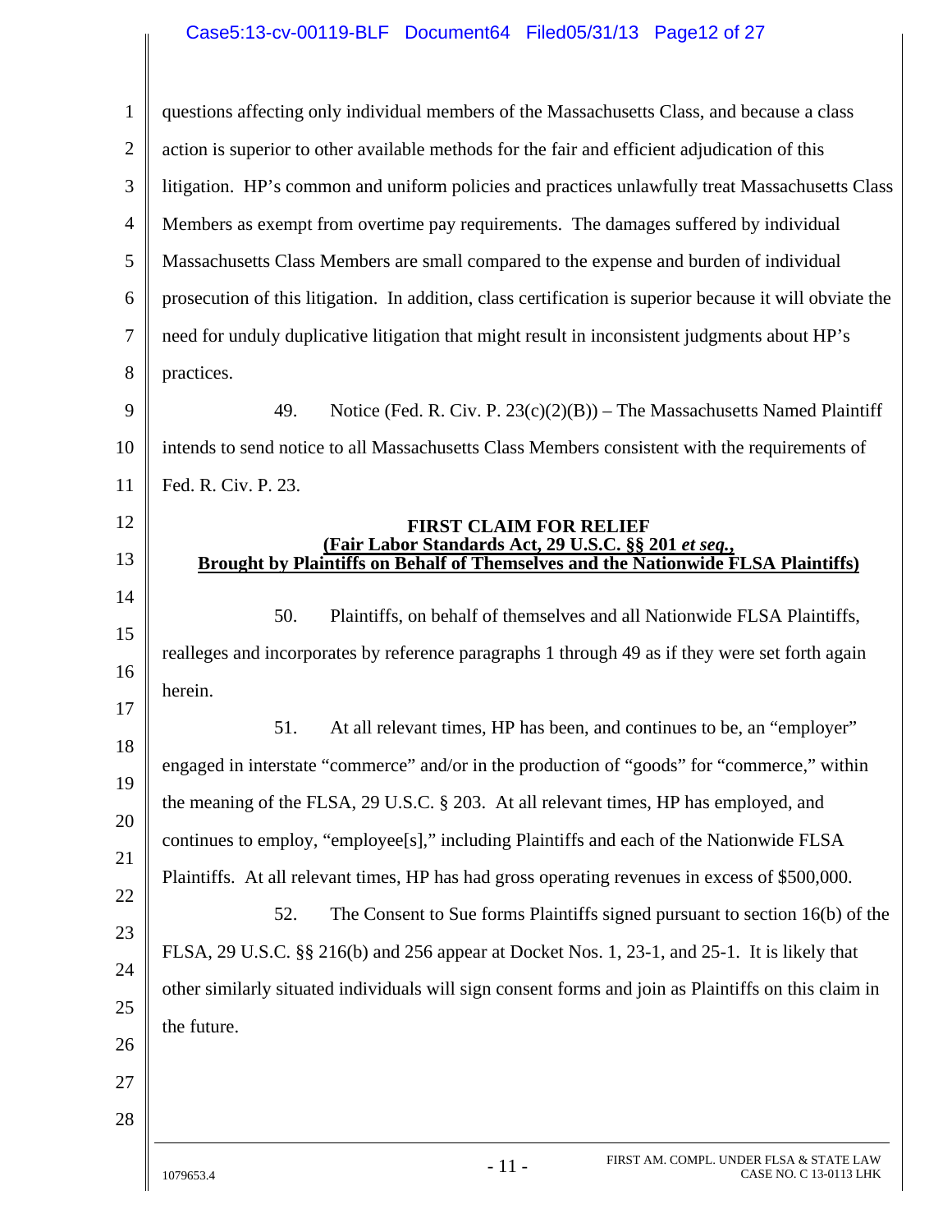questions affecting only individual members of the Massachusetts Class, and because a class action is superior to other available methods for the fair and efficient adjudication of this litigation. HP's common and uniform policies and practices unlawfully treat Massachusetts Class Members as exempt from overtime pay requirements. The damages suffered by individual Massachusetts Class Members are small compared to the expense and burden of individual prosecution of this litigation. In addition, class certification is superior because it will obviate the need for unduly duplicative litigation that might result in inconsistent judgments about HP's practices.

49. Notice (Fed. R. Civ. P. 23(c)(2)(B)) – The Massachusetts Named Plaintiff intends to send notice to all Massachusetts Class Members consistent with the requirements of Fed. R. Civ. P. 23.

**FIRST CLAIM FOR RELIEF**
**(Fair Labor Standards Act, 29 U.S.C. §§ 201 *et seq.*,**
**Brought by Plaintiffs on Behalf of Themselves and the Nationwide FLSA Plaintiffs)**

50. Plaintiffs, on behalf of themselves and all Nationwide FLSA Plaintiffs, realleges and incorporates by reference paragraphs 1 through 49 as if they were set forth again herein.

51. At all relevant times, HP has been, and continues to be, an "employer" engaged in interstate "commerce" and/or in the production of "goods" for "commerce," within the meaning of the FLSA, 29 U.S.C. § 203. At all relevant times, HP has employed, and continues to employ, "employee[s]," including Plaintiffs and each of the Nationwide FLSA Plaintiffs. At all relevant times, HP has had gross operating revenues in excess of $500,000.

52. The Consent to Sue forms Plaintiffs signed pursuant to section 16(b) of the FLSA, 29 U.S.C. §§ 216(b) and 256 appear at Docket Nos. 1, 23-1, and 25-1. It is likely that other similarly situated individuals will sign consent forms and join as Plaintiffs on this claim in the future.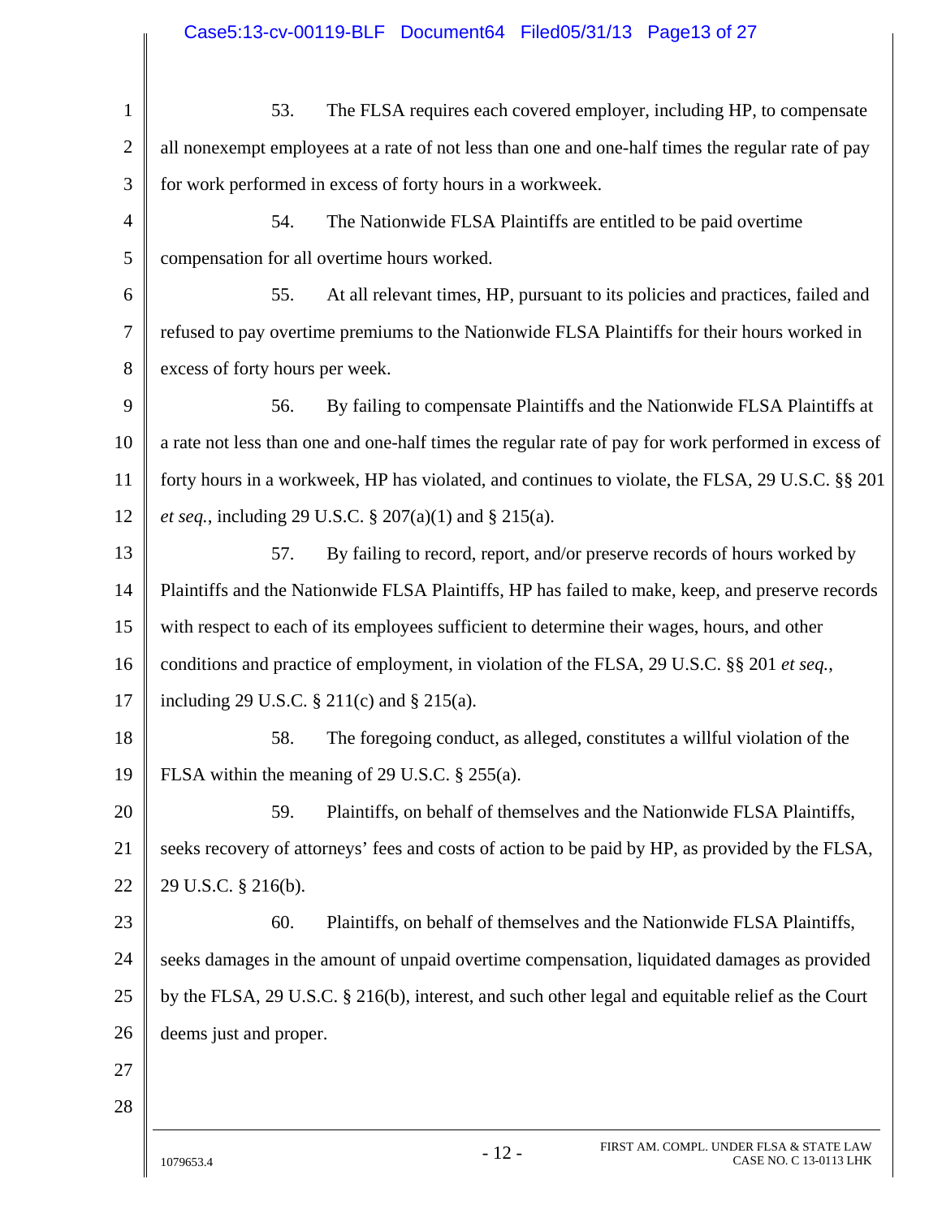53. The FLSA requires each covered employer, including HP, to compensate all nonexempt employees at a rate of not less than one and one-half times the regular rate of pay for work performed in excess of forty hours in a workweek.

54. The Nationwide FLSA Plaintiffs are entitled to be paid overtime compensation for all overtime hours worked.

55. At all relevant times, HP, pursuant to its policies and practices, failed and refused to pay overtime premiums to the Nationwide FLSA Plaintiffs for their hours worked in excess of forty hours per week.

56. By failing to compensate Plaintiffs and the Nationwide FLSA Plaintiffs at a rate not less than one and one-half times the regular rate of pay for work performed in excess of forty hours in a workweek, HP has violated, and continues to violate, the FLSA, 29 U.S.C. §§ 201 *et seq.*, including 29 U.S.C. § 207(a)(1) and § 215(a).

57. By failing to record, report, and/or preserve records of hours worked by Plaintiffs and the Nationwide FLSA Plaintiffs, HP has failed to make, keep, and preserve records with respect to each of its employees sufficient to determine their wages, hours, and other conditions and practice of employment, in violation of the FLSA, 29 U.S.C. §§ 201 *et seq.*, including 29 U.S.C. § 211(c) and § 215(a).

58. The foregoing conduct, as alleged, constitutes a willful violation of the FLSA within the meaning of 29 U.S.C. § 255(a).

59. Plaintiffs, on behalf of themselves and the Nationwide FLSA Plaintiffs, seeks recovery of attorneys' fees and costs of action to be paid by HP, as provided by the FLSA, 29 U.S.C. § 216(b).

60. Plaintiffs, on behalf of themselves and the Nationwide FLSA Plaintiffs, seeks damages in the amount of unpaid overtime compensation, liquidated damages as provided by the FLSA, 29 U.S.C. § 216(b), interest, and such other legal and equitable relief as the Court deems just and proper.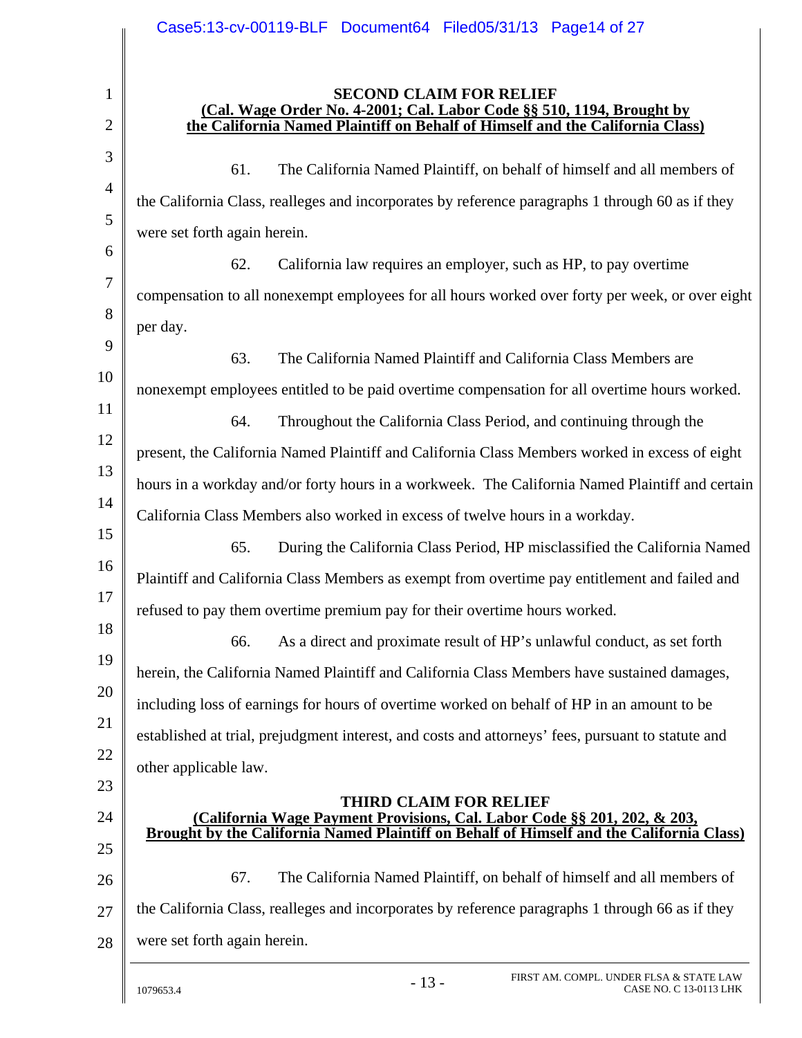**SECOND CLAIM FOR RELIEF**
**(Cal. Wage Order No. 4-2001; Cal. Labor Code §§ 510, 1194, Brought by the California Named Plaintiff on Behalf of Himself and the California Class)**

61. The California Named Plaintiff, on behalf of himself and all members of the California Class, realleges and incorporates by reference paragraphs 1 through 60 as if they were set forth again herein.

62. California law requires an employer, such as HP, to pay overtime compensation to all nonexempt employees for all hours worked over forty per week, or over eight per day.

63. The California Named Plaintiff and California Class Members are nonexempt employees entitled to be paid overtime compensation for all overtime hours worked.

64. Throughout the California Class Period, and continuing through the present, the California Named Plaintiff and California Class Members worked in excess of eight hours in a workday and/or forty hours in a workweek. The California Named Plaintiff and certain California Class Members also worked in excess of twelve hours in a workday.

65. During the California Class Period, HP misclassified the California Named Plaintiff and California Class Members as exempt from overtime pay entitlement and failed and refused to pay them overtime premium pay for their overtime hours worked.

66. As a direct and proximate result of HP's unlawful conduct, as set forth herein, the California Named Plaintiff and California Class Members have sustained damages, including loss of earnings for hours of overtime worked on behalf of HP in an amount to be established at trial, prejudgment interest, and costs and attorneys' fees, pursuant to statute and other applicable law.

**THIRD CLAIM FOR RELIEF**
**(California Wage Payment Provisions, Cal. Labor Code §§ 201, 202, & 203, Brought by the California Named Plaintiff on Behalf of Himself and the California Class)**

67. The California Named Plaintiff, on behalf of himself and all members of the California Class, realleges and incorporates by reference paragraphs 1 through 66 as if they were set forth again herein.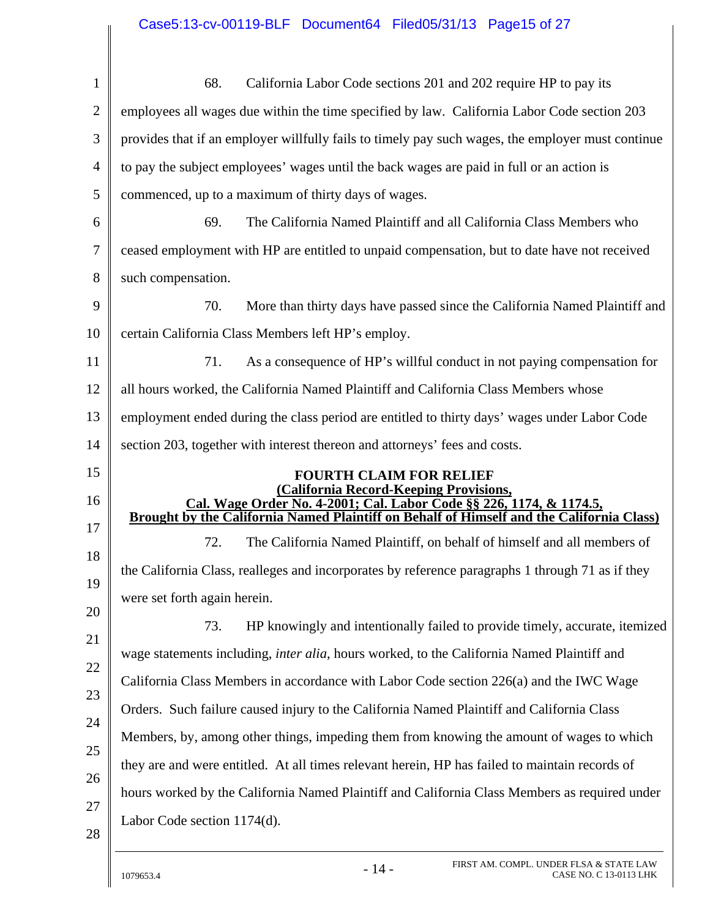68. California Labor Code sections 201 and 202 require HP to pay its employees all wages due within the time specified by law. California Labor Code section 203 provides that if an employer willfully fails to timely pay such wages, the employer must continue to pay the subject employees' wages until the back wages are paid in full or an action is commenced, up to a maximum of thirty days of wages.

69. The California Named Plaintiff and all California Class Members who ceased employment with HP are entitled to unpaid compensation, but to date have not received such compensation.

70. More than thirty days have passed since the California Named Plaintiff and certain California Class Members left HP's employ.

71. As a consequence of HP's willful conduct in not paying compensation for all hours worked, the California Named Plaintiff and California Class Members whose employment ended during the class period are entitled to thirty days' wages under Labor Code section 203, together with interest thereon and attorneys' fees and costs.

**FOURTH CLAIM FOR RELIEF**
**(California Record-Keeping Provisions,**
**Cal. Wage Order No. 4-2001; Cal. Labor Code §§ 226, 1174, & 1174.5,**
**Brought by the California Named Plaintiff on Behalf of Himself and the California Class)**

72. The California Named Plaintiff, on behalf of himself and all members of the California Class, realleges and incorporates by reference paragraphs 1 through 71 as if they were set forth again herein.

73. HP knowingly and intentionally failed to provide timely, accurate, itemized wage statements including, *inter alia*, hours worked, to the California Named Plaintiff and California Class Members in accordance with Labor Code section 226(a) and the IWC Wage Orders. Such failure caused injury to the California Named Plaintiff and California Class Members, by, among other things, impeding them from knowing the amount of wages to which they are and were entitled. At all times relevant herein, HP has failed to maintain records of hours worked by the California Named Plaintiff and California Class Members as required under Labor Code section 1174(d).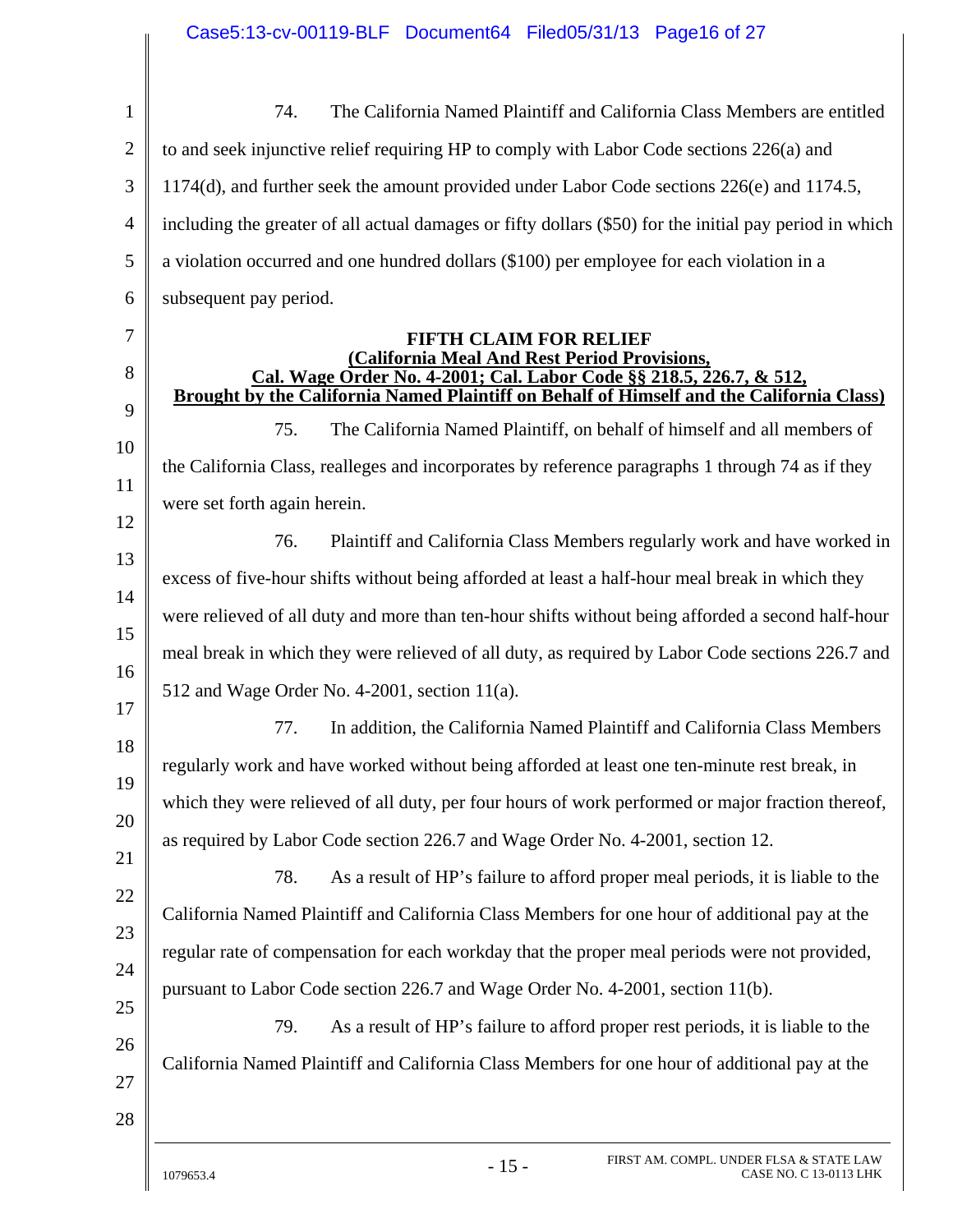74. The California Named Plaintiff and California Class Members are entitled to and seek injunctive relief requiring HP to comply with Labor Code sections 226(a) and 1174(d), and further seek the amount provided under Labor Code sections 226(e) and 1174.5, including the greater of all actual damages or fifty dollars ($50) for the initial pay period in which a violation occurred and one hundred dollars ($100) per employee for each violation in a subsequent pay period.

**FIFTH CLAIM FOR RELIEF**
**(California Meal And Rest Period Provisions,**
**Cal. Wage Order No. 4-2001; Cal. Labor Code §§ 218.5, 226.7, & 512,**
**Brought by the California Named Plaintiff on Behalf of Himself and the California Class)**

75. The California Named Plaintiff, on behalf of himself and all members of the California Class, realleges and incorporates by reference paragraphs 1 through 74 as if they were set forth again herein.

76. Plaintiff and California Class Members regularly work and have worked in excess of five-hour shifts without being afforded at least a half-hour meal break in which they were relieved of all duty and more than ten-hour shifts without being afforded a second half-hour meal break in which they were relieved of all duty, as required by Labor Code sections 226.7 and 512 and Wage Order No. 4-2001, section 11(a).

77. In addition, the California Named Plaintiff and California Class Members regularly work and have worked without being afforded at least one ten-minute rest break, in which they were relieved of all duty, per four hours of work performed or major fraction thereof, as required by Labor Code section 226.7 and Wage Order No. 4-2001, section 12.

78. As a result of HP's failure to afford proper meal periods, it is liable to the California Named Plaintiff and California Class Members for one hour of additional pay at the regular rate of compensation for each workday that the proper meal periods were not provided, pursuant to Labor Code section 226.7 and Wage Order No. 4-2001, section 11(b).

79. As a result of HP's failure to afford proper rest periods, it is liable to the California Named Plaintiff and California Class Members for one hour of additional pay at the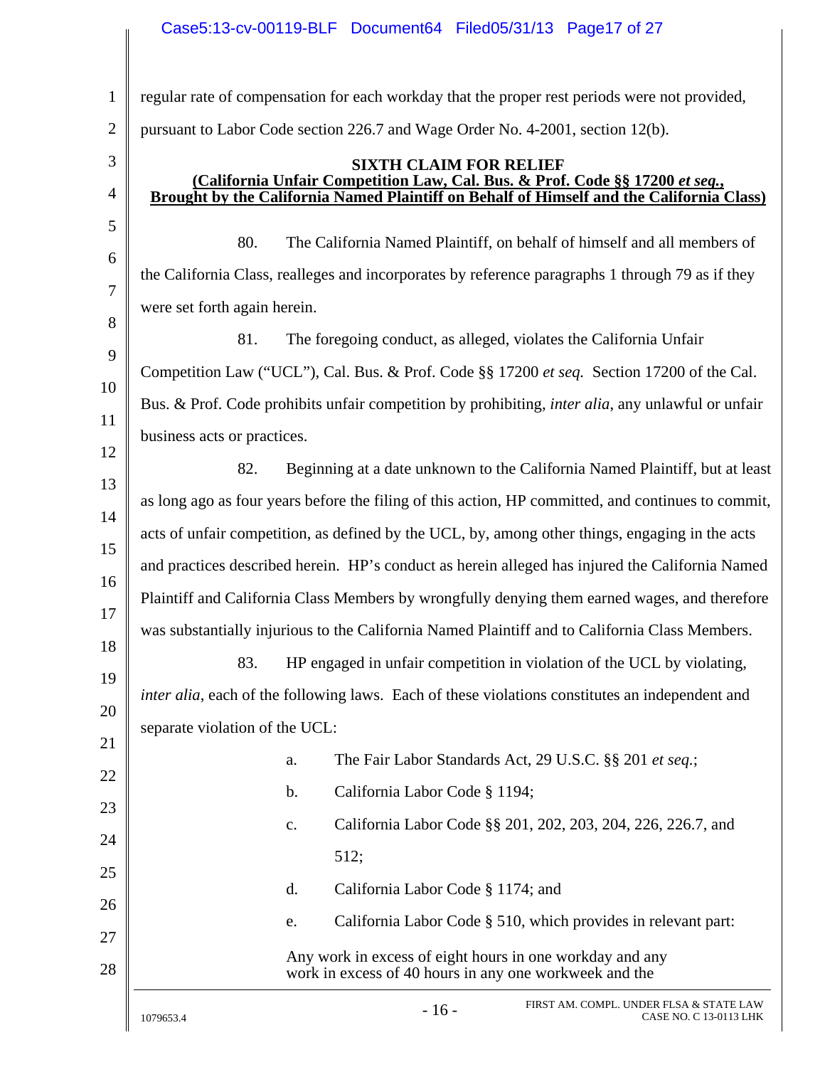regular rate of compensation for each workday that the proper rest periods were not provided, pursuant to Labor Code section 226.7 and Wage Order No. 4-2001, section 12(b).

**SIXTH CLAIM FOR RELIEF**
**(California Unfair Competition Law, Cal. Bus. & Prof. Code §§ 17200 *et seq.*, Brought by the California Named Plaintiff on Behalf of Himself and the California Class)**

80. The California Named Plaintiff, on behalf of himself and all members of the California Class, realleges and incorporates by reference paragraphs 1 through 79 as if they were set forth again herein.

81. The foregoing conduct, as alleged, violates the California Unfair Competition Law ("UCL"), Cal. Bus. & Prof. Code §§ 17200 *et seq.* Section 17200 of the Cal. Bus. & Prof. Code prohibits unfair competition by prohibiting, *inter alia*, any unlawful or unfair business acts or practices.

82. Beginning at a date unknown to the California Named Plaintiff, but at least as long ago as four years before the filing of this action, HP committed, and continues to commit, acts of unfair competition, as defined by the UCL, by, among other things, engaging in the acts and practices described herein. HP's conduct as herein alleged has injured the California Named Plaintiff and California Class Members by wrongfully denying them earned wages, and therefore was substantially injurious to the California Named Plaintiff and to California Class Members.

83. HP engaged in unfair competition in violation of the UCL by violating, *inter alia*, each of the following laws. Each of these violations constitutes an independent and separate violation of the UCL:

a. The Fair Labor Standards Act, 29 U.S.C. §§ 201 *et seq.*;

b. California Labor Code § 1194;

c. California Labor Code §§ 201, 202, 203, 204, 226, 226.7, and 512;

d. California Labor Code § 1174; and

e. California Labor Code § 510, which provides in relevant part:

> Any work in excess of eight hours in one workday and any work in excess of 40 hours in any one workweek and the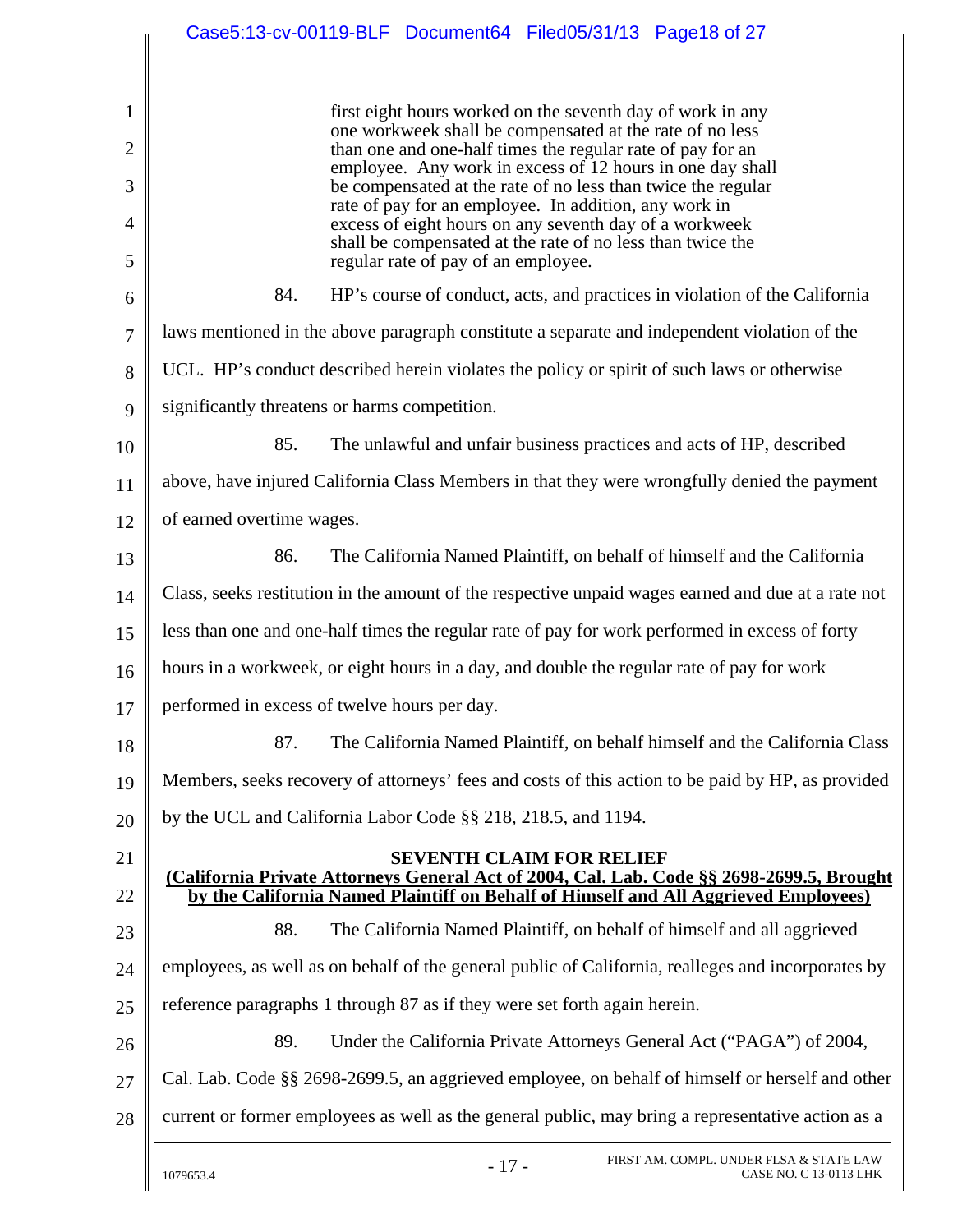> first eight hours worked on the seventh day of work in any one workweek shall be compensated at the rate of no less than one and one-half times the regular rate of pay for an employee. Any work in excess of 12 hours in one day shall be compensated at the rate of no less than twice the regular rate of pay for an employee. In addition, any work in excess of eight hours on any seventh day of a workweek shall be compensated at the rate of no less than twice the regular rate of pay of an employee.

84. HP's course of conduct, acts, and practices in violation of the California laws mentioned in the above paragraph constitute a separate and independent violation of the UCL. HP's conduct described herein violates the policy or spirit of such laws or otherwise significantly threatens or harms competition.

85. The unlawful and unfair business practices and acts of HP, described above, have injured California Class Members in that they were wrongfully denied the payment of earned overtime wages.

86. The California Named Plaintiff, on behalf of himself and the California Class, seeks restitution in the amount of the respective unpaid wages earned and due at a rate not less than one and one-half times the regular rate of pay for work performed in excess of forty hours in a workweek, or eight hours in a day, and double the regular rate of pay for work performed in excess of twelve hours per day.

87. The California Named Plaintiff, on behalf himself and the California Class Members, seeks recovery of attorneys' fees and costs of this action to be paid by HP, as provided by the UCL and California Labor Code §§ 218, 218.5, and 1194.

## SEVENTH CLAIM FOR RELIEF

**(California Private Attorneys General Act of 2004, Cal. Lab. Code §§ 2698-2699.5, Brought by the California Named Plaintiff on Behalf of Himself and All Aggrieved Employees)**

88. The California Named Plaintiff, on behalf of himself and all aggrieved employees, as well as on behalf of the general public of California, realleges and incorporates by reference paragraphs 1 through 87 as if they were set forth again herein.

89. Under the California Private Attorneys General Act ("PAGA") of 2004, Cal. Lab. Code §§ 2698-2699.5, an aggrieved employee, on behalf of himself or herself and other current or former employees as well as the general public, may bring a representative action as a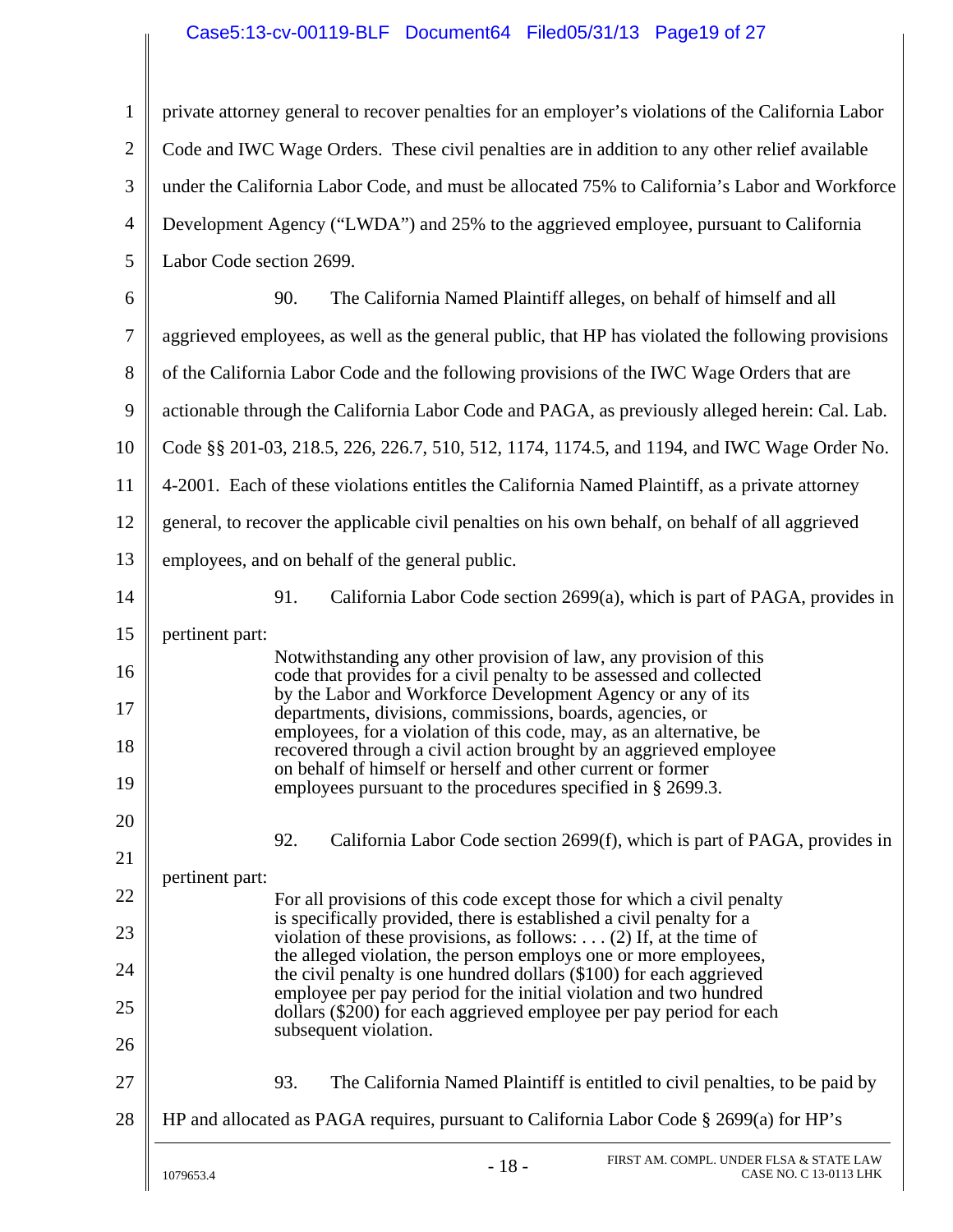private attorney general to recover penalties for an employer's violations of the California Labor Code and IWC Wage Orders. These civil penalties are in addition to any other relief available under the California Labor Code, and must be allocated 75% to California's Labor and Workforce Development Agency ("LWDA") and 25% to the aggrieved employee, pursuant to California Labor Code section 2699.

90. The California Named Plaintiff alleges, on behalf of himself and all aggrieved employees, as well as the general public, that HP has violated the following provisions of the California Labor Code and the following provisions of the IWC Wage Orders that are actionable through the California Labor Code and PAGA, as previously alleged herein: Cal. Lab. Code §§ 201-03, 218.5, 226, 226.7, 510, 512, 1174, 1174.5, and 1194, and IWC Wage Order No. 4-2001. Each of these violations entitles the California Named Plaintiff, as a private attorney general, to recover the applicable civil penalties on his own behalf, on behalf of all aggrieved employees, and on behalf of the general public.

91. California Labor Code section 2699(a), which is part of PAGA, provides in pertinent part:

> Notwithstanding any other provision of law, any provision of this code that provides for a civil penalty to be assessed and collected by the Labor and Workforce Development Agency or any of its departments, divisions, commissions, boards, agencies, or employees, for a violation of this code, may, as an alternative, be recovered through a civil action brought by an aggrieved employee on behalf of himself or herself and other current or former employees pursuant to the procedures specified in § 2699.3.

92. California Labor Code section 2699(f), which is part of PAGA, provides in pertinent part:

> For all provisions of this code except those for which a civil penalty is specifically provided, there is established a civil penalty for a violation of these provisions, as follows: . . . (2) If, at the time of the alleged violation, the person employs one or more employees, the civil penalty is one hundred dollars ($100) for each aggrieved employee per pay period for the initial violation and two hundred dollars ($200) for each aggrieved employee per pay period for each subsequent violation.

93. The California Named Plaintiff is entitled to civil penalties, to be paid by HP and allocated as PAGA requires, pursuant to California Labor Code § 2699(a) for HP's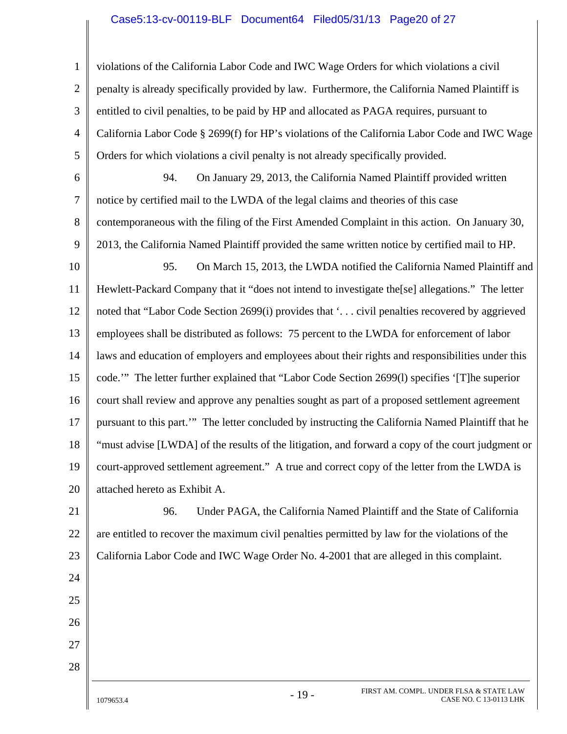violations of the California Labor Code and IWC Wage Orders for which violations a civil penalty is already specifically provided by law. Furthermore, the California Named Plaintiff is entitled to civil penalties, to be paid by HP and allocated as PAGA requires, pursuant to California Labor Code § 2699(f) for HP's violations of the California Labor Code and IWC Wage Orders for which violations a civil penalty is not already specifically provided.

94. On January 29, 2013, the California Named Plaintiff provided written notice by certified mail to the LWDA of the legal claims and theories of this case contemporaneous with the filing of the First Amended Complaint in this action. On January 30, 2013, the California Named Plaintiff provided the same written notice by certified mail to HP.

95. On March 15, 2013, the LWDA notified the California Named Plaintiff and Hewlett-Packard Company that it "does not intend to investigate the[se] allegations." The letter noted that "Labor Code Section 2699(i) provides that '. . . civil penalties recovered by aggrieved employees shall be distributed as follows: 75 percent to the LWDA for enforcement of labor laws and education of employers and employees about their rights and responsibilities under this code.'" The letter further explained that "Labor Code Section 2699(l) specifies '[T]he superior court shall review and approve any penalties sought as part of a proposed settlement agreement pursuant to this part.'" The letter concluded by instructing the California Named Plaintiff that he "must advise [LWDA] of the results of the litigation, and forward a copy of the court judgment or court-approved settlement agreement." A true and correct copy of the letter from the LWDA is attached hereto as Exhibit A.

96. Under PAGA, the California Named Plaintiff and the State of California are entitled to recover the maximum civil penalties permitted by law for the violations of the California Labor Code and IWC Wage Order No. 4-2001 that are alleged in this complaint.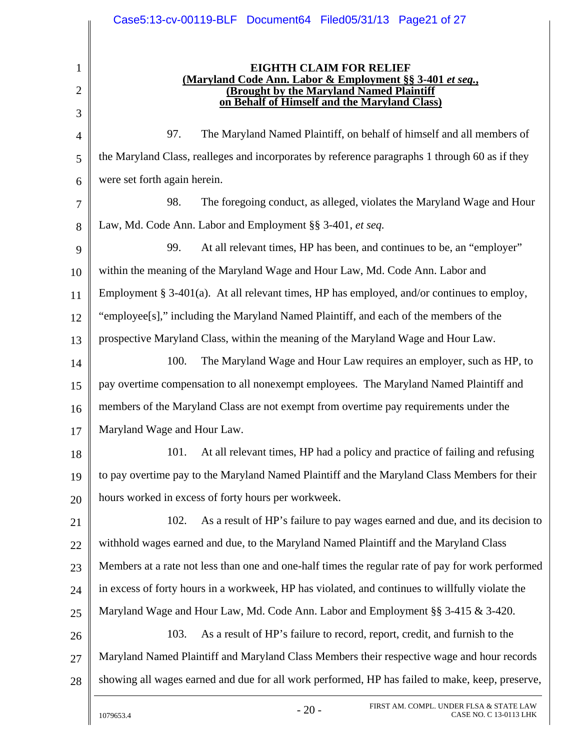**EIGHTH CLAIM FOR RELIEF**
**(Maryland Code Ann. Labor & Employment §§ 3-401 *et seq.*,**
**(Brought by the Maryland Named Plaintiff**
**on Behalf of Himself and the Maryland Class)**

97. The Maryland Named Plaintiff, on behalf of himself and all members of the Maryland Class, realleges and incorporates by reference paragraphs 1 through 60 as if they were set forth again herein.

98. The foregoing conduct, as alleged, violates the Maryland Wage and Hour Law, Md. Code Ann. Labor and Employment §§ 3-401, *et seq.*

99. At all relevant times, HP has been, and continues to be, an "employer" within the meaning of the Maryland Wage and Hour Law, Md. Code Ann. Labor and Employment § 3-401(a). At all relevant times, HP has employed, and/or continues to employ, "employee[s]," including the Maryland Named Plaintiff, and each of the members of the prospective Maryland Class, within the meaning of the Maryland Wage and Hour Law.

100. The Maryland Wage and Hour Law requires an employer, such as HP, to pay overtime compensation to all nonexempt employees. The Maryland Named Plaintiff and members of the Maryland Class are not exempt from overtime pay requirements under the Maryland Wage and Hour Law.

101. At all relevant times, HP had a policy and practice of failing and refusing to pay overtime pay to the Maryland Named Plaintiff and the Maryland Class Members for their hours worked in excess of forty hours per workweek.

102. As a result of HP's failure to pay wages earned and due, and its decision to withhold wages earned and due, to the Maryland Named Plaintiff and the Maryland Class Members at a rate not less than one and one-half times the regular rate of pay for work performed in excess of forty hours in a workweek, HP has violated, and continues to willfully violate the Maryland Wage and Hour Law, Md. Code Ann. Labor and Employment §§ 3-415 & 3-420.

103. As a result of HP's failure to record, report, credit, and furnish to the Maryland Named Plaintiff and Maryland Class Members their respective wage and hour records showing all wages earned and due for all work performed, HP has failed to make, keep, preserve,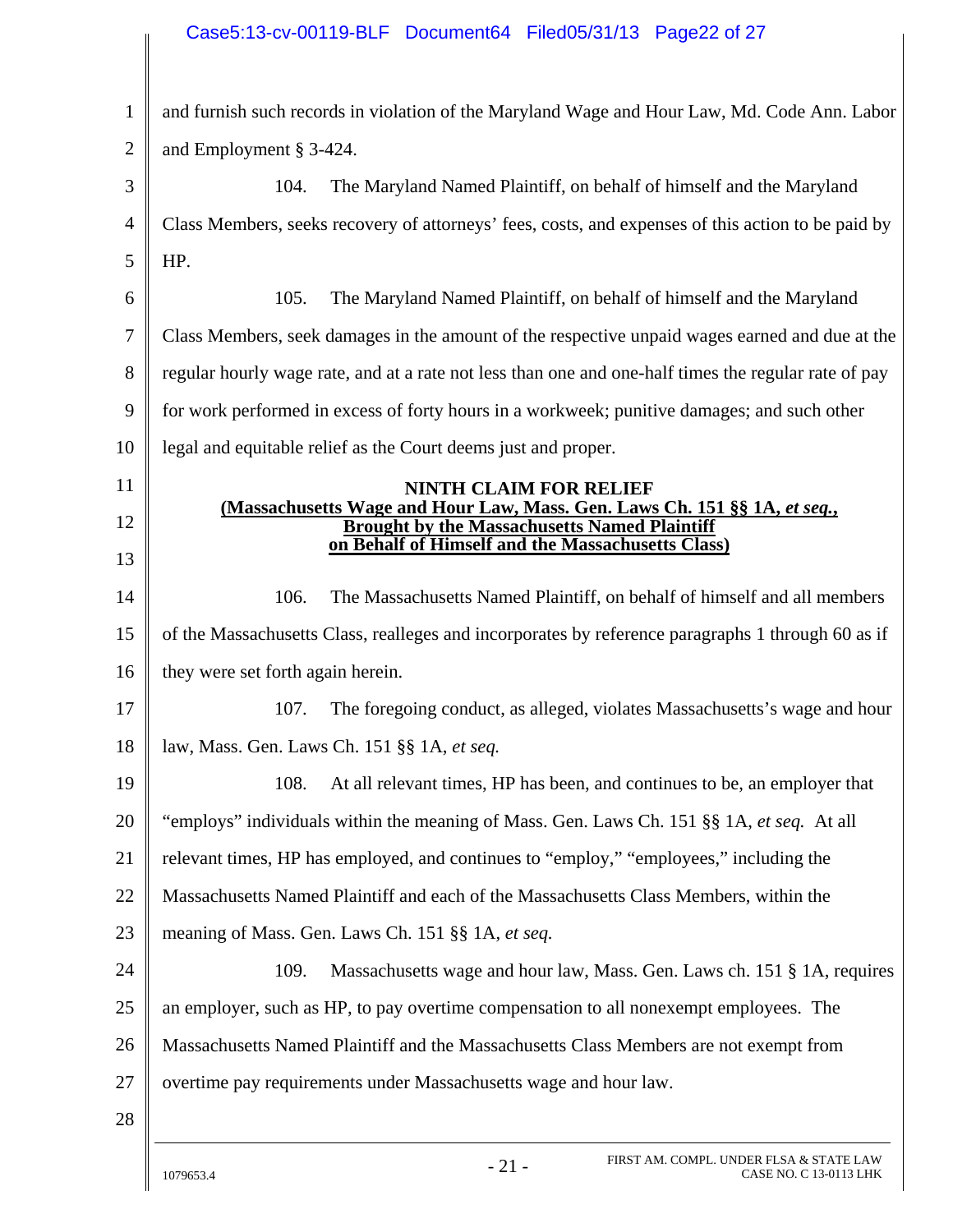and furnish such records in violation of the Maryland Wage and Hour Law, Md. Code Ann. Labor and Employment § 3-424.

104. The Maryland Named Plaintiff, on behalf of himself and the Maryland Class Members, seeks recovery of attorneys' fees, costs, and expenses of this action to be paid by HP.

105. The Maryland Named Plaintiff, on behalf of himself and the Maryland Class Members, seek damages in the amount of the respective unpaid wages earned and due at the regular hourly wage rate, and at a rate not less than one and one-half times the regular rate of pay for work performed in excess of forty hours in a workweek; punitive damages; and such other legal and equitable relief as the Court deems just and proper.

**NINTH CLAIM FOR RELIEF**
**(Massachusetts Wage and Hour Law, Mass. Gen. Laws Ch. 151 §§ 1A, *et seq.*, Brought by the Massachusetts Named Plaintiff on Behalf of Himself and the Massachusetts Class)**

106. The Massachusetts Named Plaintiff, on behalf of himself and all members of the Massachusetts Class, realleges and incorporates by reference paragraphs 1 through 60 as if they were set forth again herein.

107. The foregoing conduct, as alleged, violates Massachusetts's wage and hour law, Mass. Gen. Laws Ch. 151 §§ 1A, *et seq.*

108. At all relevant times, HP has been, and continues to be, an employer that "employs" individuals within the meaning of Mass. Gen. Laws Ch. 151 §§ 1A, *et seq.* At all relevant times, HP has employed, and continues to "employ," "employees," including the Massachusetts Named Plaintiff and each of the Massachusetts Class Members, within the meaning of Mass. Gen. Laws Ch. 151 §§ 1A, *et seq.*

109. Massachusetts wage and hour law, Mass. Gen. Laws ch. 151 § 1A, requires an employer, such as HP, to pay overtime compensation to all nonexempt employees. The Massachusetts Named Plaintiff and the Massachusetts Class Members are not exempt from overtime pay requirements under Massachusetts wage and hour law.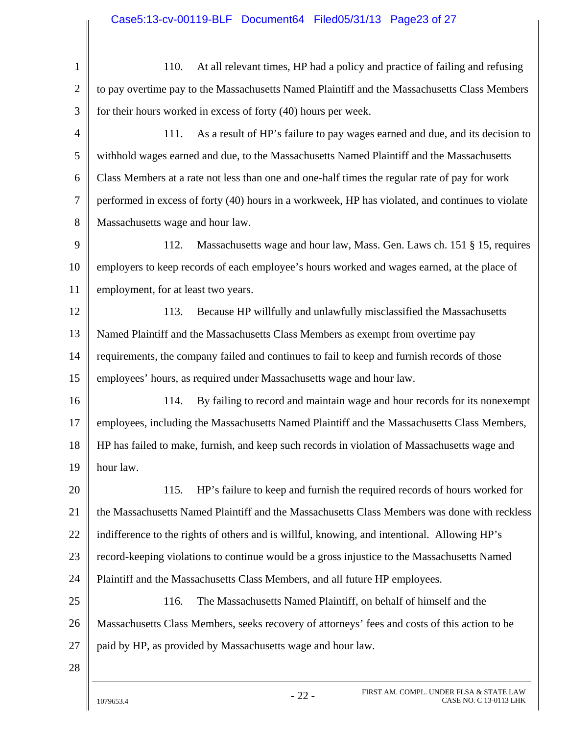110. At all relevant times, HP had a policy and practice of failing and refusing to pay overtime pay to the Massachusetts Named Plaintiff and the Massachusetts Class Members for their hours worked in excess of forty (40) hours per week.

111. As a result of HP's failure to pay wages earned and due, and its decision to withhold wages earned and due, to the Massachusetts Named Plaintiff and the Massachusetts Class Members at a rate not less than one and one-half times the regular rate of pay for work performed in excess of forty (40) hours in a workweek, HP has violated, and continues to violate Massachusetts wage and hour law.

112. Massachusetts wage and hour law, Mass. Gen. Laws ch. 151 § 15, requires employers to keep records of each employee's hours worked and wages earned, at the place of employment, for at least two years.

113. Because HP willfully and unlawfully misclassified the Massachusetts Named Plaintiff and the Massachusetts Class Members as exempt from overtime pay requirements, the company failed and continues to fail to keep and furnish records of those employees' hours, as required under Massachusetts wage and hour law.

114. By failing to record and maintain wage and hour records for its nonexempt employees, including the Massachusetts Named Plaintiff and the Massachusetts Class Members, HP has failed to make, furnish, and keep such records in violation of Massachusetts wage and hour law.

115. HP's failure to keep and furnish the required records of hours worked for the Massachusetts Named Plaintiff and the Massachusetts Class Members was done with reckless indifference to the rights of others and is willful, knowing, and intentional. Allowing HP's record-keeping violations to continue would be a gross injustice to the Massachusetts Named Plaintiff and the Massachusetts Class Members, and all future HP employees.

116. The Massachusetts Named Plaintiff, on behalf of himself and the Massachusetts Class Members, seeks recovery of attorneys' fees and costs of this action to be paid by HP, as provided by Massachusetts wage and hour law.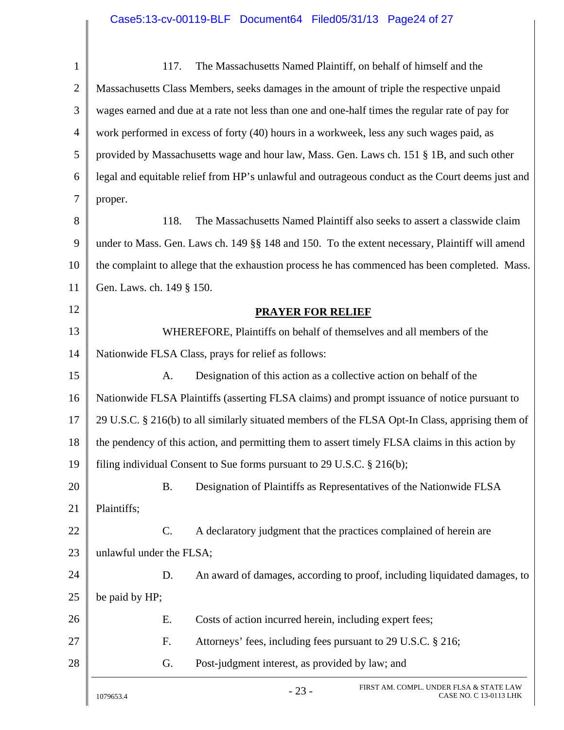117. The Massachusetts Named Plaintiff, on behalf of himself and the Massachusetts Class Members, seeks damages in the amount of triple the respective unpaid wages earned and due at a rate not less than one and one-half times the regular rate of pay for work performed in excess of forty (40) hours in a workweek, less any such wages paid, as provided by Massachusetts wage and hour law, Mass. Gen. Laws ch. 151 § 1B, and such other legal and equitable relief from HP's unlawful and outrageous conduct as the Court deems just and proper.

118. The Massachusetts Named Plaintiff also seeks to assert a classwide claim under to Mass. Gen. Laws ch. 149 §§ 148 and 150. To the extent necessary, Plaintiff will amend the complaint to allege that the exhaustion process he has commenced has been completed. Mass. Gen. Laws. ch. 149 § 150.

## PRAYER FOR RELIEF

WHEREFORE, Plaintiffs on behalf of themselves and all members of the Nationwide FLSA Class, prays for relief as follows:

A. Designation of this action as a collective action on behalf of the Nationwide FLSA Plaintiffs (asserting FLSA claims) and prompt issuance of notice pursuant to 29 U.S.C. § 216(b) to all similarly situated members of the FLSA Opt-In Class, apprising them of the pendency of this action, and permitting them to assert timely FLSA claims in this action by filing individual Consent to Sue forms pursuant to 29 U.S.C. § 216(b);

B. Designation of Plaintiffs as Representatives of the Nationwide FLSA Plaintiffs;

C. A declaratory judgment that the practices complained of herein are unlawful under the FLSA;

D. An award of damages, according to proof, including liquidated damages, to be paid by HP;

E. Costs of action incurred herein, including expert fees;

F. Attorneys' fees, including fees pursuant to 29 U.S.C. § 216;

G. Post-judgment interest, as provided by law; and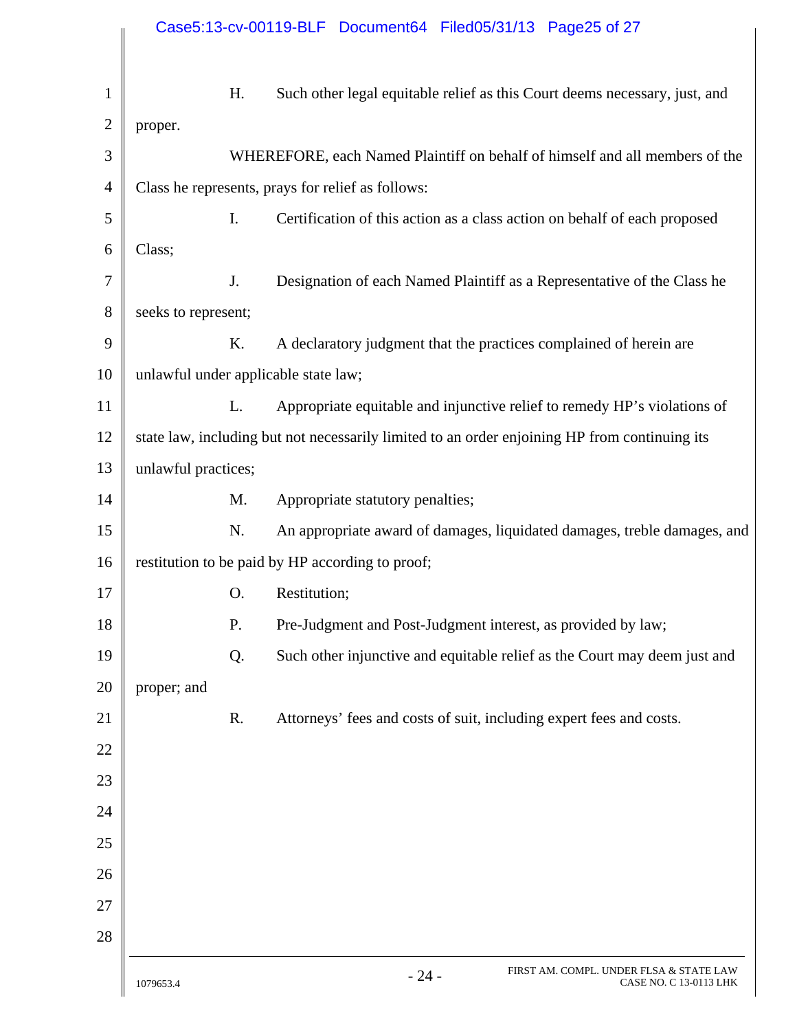H. Such other legal equitable relief as this Court deems necessary, just, and proper.

WHEREFORE, each Named Plaintiff on behalf of himself and all members of the Class he represents, prays for relief as follows:

I. Certification of this action as a class action on behalf of each proposed Class;

J. Designation of each Named Plaintiff as a Representative of the Class he seeks to represent;

K. A declaratory judgment that the practices complained of herein are unlawful under applicable state law;

L. Appropriate equitable and injunctive relief to remedy HP's violations of state law, including but not necessarily limited to an order enjoining HP from continuing its unlawful practices;

M. Appropriate statutory penalties;

N. An appropriate award of damages, liquidated damages, treble damages, and restitution to be paid by HP according to proof;

O. Restitution;

P. Pre-Judgment and Post-Judgment interest, as provided by law;

Q. Such other injunctive and equitable relief as the Court may deem just and proper; and

R. Attorneys' fees and costs of suit, including expert fees and costs.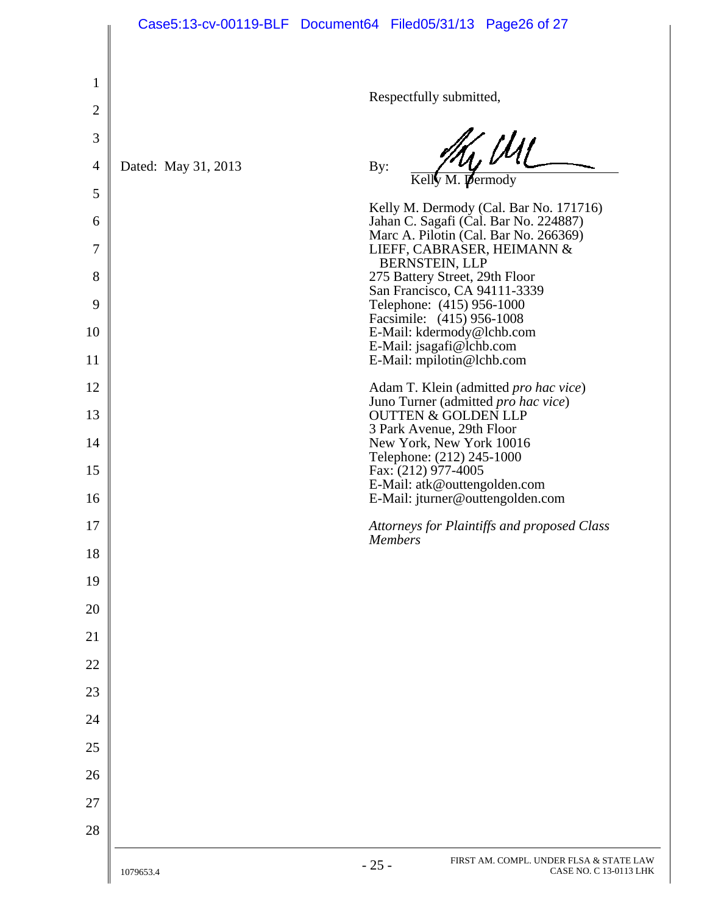Respectfully submitted,

Dated: May 31, 2013

By: Kelly M. Dermody

Kelly M. Dermody (Cal. Bar No. 171716)
Jahan C. Sagafi (Cal. Bar No. 224887)
Marc A. Pilotin (Cal. Bar No. 266369)
LIEFF, CABRASER, HEIMANN & BERNSTEIN, LLP
275 Battery Street, 29th Floor
San Francisco, CA 94111-3339
Telephone: (415) 956-1000
Facsimile: (415) 956-1008
E-Mail: kdermody@lchb.com
E-Mail: jsagafi@lchb.com
E-Mail: mpilotin@lchb.com

Adam T. Klein (admitted *pro hac vice*)
Juno Turner (admitted *pro hac vice*)
OUTTEN & GOLDEN LLP
3 Park Avenue, 29th Floor
New York, New York 10016
Telephone: (212) 245-1000
Fax: (212) 977-4005
E-Mail: atk@outtengolden.com
E-Mail: jturner@outtengolden.com

*Attorneys for Plaintiffs and proposed Class Members*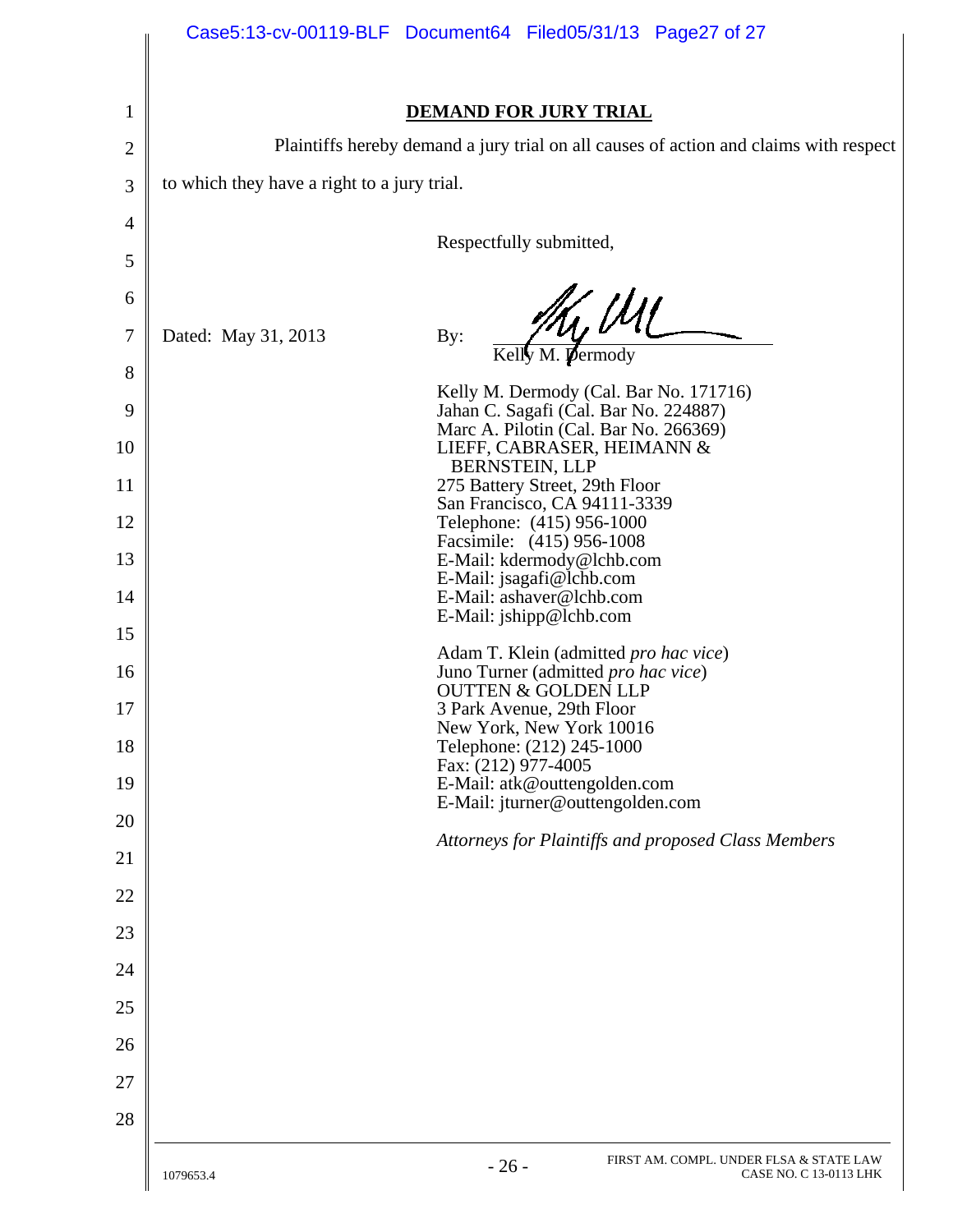**DEMAND FOR JURY TRIAL**

Plaintiffs hereby demand a jury trial on all causes of action and claims with respect to which they have a right to a jury trial.

Respectfully submitted,

Dated: May 31, 2013

By: ______________________
Kelly M. Dermody

Kelly M. Dermody (Cal. Bar No. 171716)
Jahan C. Sagafi (Cal. Bar No. 224887)
Marc A. Pilotin (Cal. Bar No. 266369)
LIEFF, CABRASER, HEIMANN & BERNSTEIN, LLP
275 Battery Street, 29th Floor
San Francisco, CA 94111-3339
Telephone: (415) 956-1000
Facsimile: (415) 956-1008
E-Mail: kdermody@lchb.com
E-Mail: jsagafi@lchb.com
E-Mail: ashaver@lchb.com
E-Mail: jshipp@lchb.com

Adam T. Klein (admitted *pro hac vice*)
Juno Turner (admitted *pro hac vice*)
OUTTEN & GOLDEN LLP
3 Park Avenue, 29th Floor
New York, New York 10016
Telephone: (212) 245-1000
Fax: (212) 977-4005
E-Mail: atk@outtengolden.com
E-Mail: jturner@outtengolden.com

*Attorneys for Plaintiffs and proposed Class Members*